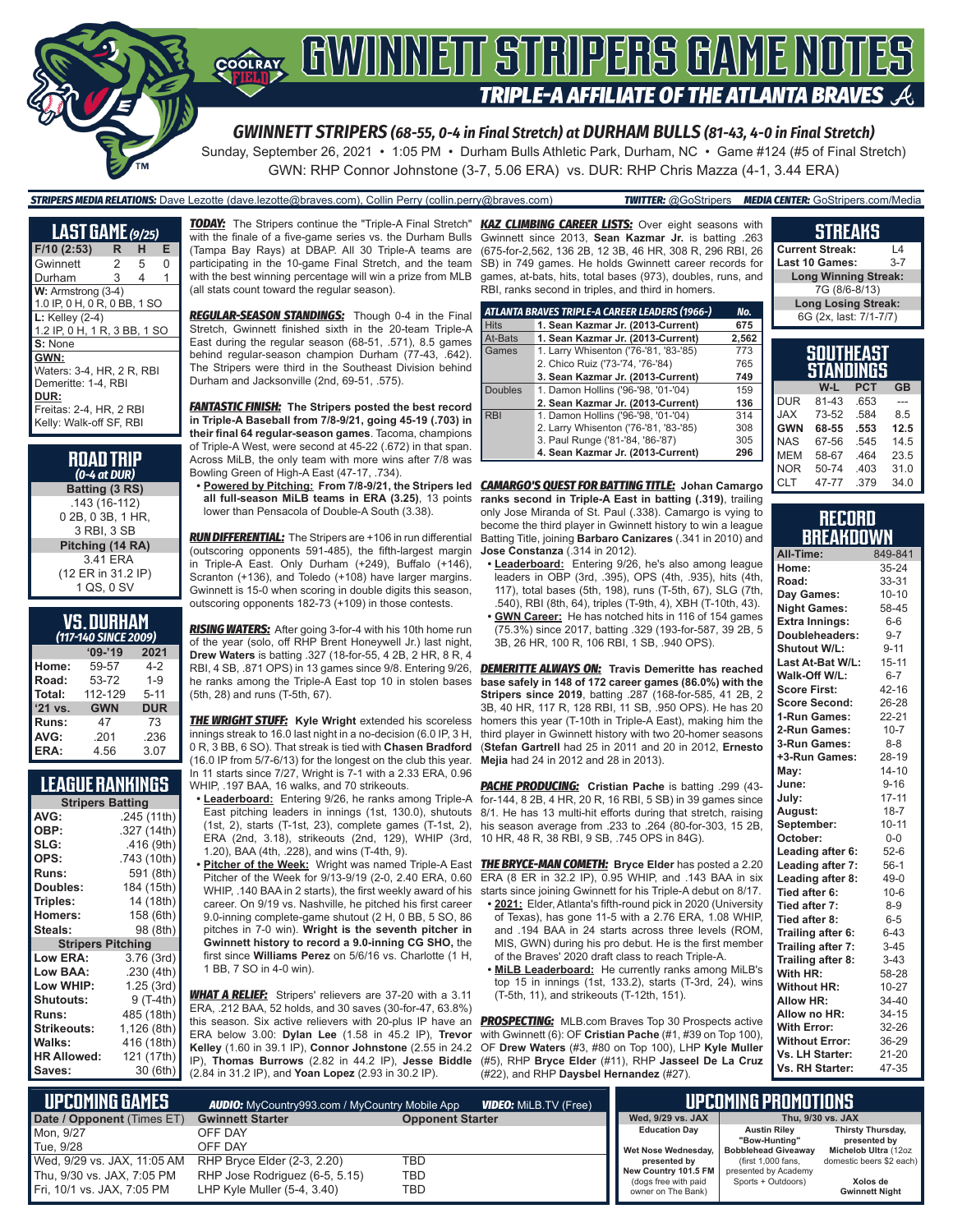# GWINNETT STRIPERS GAME NOTES

## TRIPLE-A AFFILIATE OF THE ATLANTA BRAVES

**GWINNETT STRIPERS (68-55, 0-4 in Final Stretch) at DURHAM BULLS (81-43, 4-0 in Final Stretch)**

Sunday, September 26, 2021 • 1:05 PM • Durham Bulls Athletic Park, Durham, NC • Game #124 (#5 of Final Stretch)

GWN: RHP Connor Johnstone (3-7, 5.06 ERA) vs. DUR: RHP Chris Mazza (4-1, 3.44 ERA)

**STRIPERS MEDIA RELATIONS:** Dave Lezotte (dave.lezotte@braves.com), Collin Perry (collin.perry@braves.com) **TWITTER:** @GoStripers **MEDIA CENTER:** GoStripers.com/Media

### LAST GAME (9/25)

| F/10 (2:53) | R | H | E |
|---|---|---|---|
| Gwinnett | 2 | 5 | 0 |
| Durham | 3 | 4 | 1 |

**W:** Armstrong (3-4)
1.0 IP, 0 H, 0 R, 0 BB, 1 SO

**L:** Kelley (2-4)
1.2 IP, 0 H, 1 R, 3 BB, 1 SO

**S:** None

**GWN:**
Waters: 3-4, HR, 2 R, RBI
Demeritte: 1-4, RBI

**DUR:**
Freitas: 2-4, HR, 2 RBI
Kelly: Walk-off SF, RBI

### ROAD TRIP
*(0-4 at DUR)*

**Batting (3 RS)**
.143 (16-112)
0 2B, 0 3B, 1 HR,
3 RBI, 3 SB

**Pitching (14 RA)**
3.41 ERA
(12 ER in 31.2 IP)
1 QS, 0 SV

### VS. DURHAM
*(117-140 SINCE 2009)*

| | '09-'19 | 2021 |
|---|---|---|
| Home: | 59-57 | 4-2 |
| Road: | 53-72 | 1-9 |
| Total: | 112-129 | 5-11 |
| '21 vs. | GWN | DUR |
| Runs: | 47 | 73 |
| AVG: | .201 | .236 |
| ERA: | 4.56 | 3.07 |

### LEAGUE RANKINGS

| Stripers Batting | |
|---|---|
| AVG: | .245 (11th) |
| OBP: | .327 (14th) |
| SLG: | .416 (9th) |
| OPS: | .743 (10th) |
| Runs: | 591 (8th) |
| Doubles: | 184 (15th) |
| Triples: | 14 (18th) |
| Homers: | 158 (6th) |
| Steals: | 98 (8th) |
| **Stripers Pitching** | |
| Low ERA: | 3.76 (3rd) |
| Low BAA: | .230 (4th) |
| Low WHIP: | 1.25 (3rd) |
| Shutouts: | 9 (T-4th) |
| Runs: | 485 (18th) |
| Strikeouts: | 1,126 (8th) |
| Walks: | 416 (18th) |
| HR Allowed: | 121 (17th) |
| Saves: | 30 (6th) |

***TODAY:*** The Stripers continue the "Triple-A Final Stretch" with the finale of a five-game series vs. the Durham Bulls (Tampa Bay Rays) at DBAP. All 30 Triple-A teams are participating in the 10-game Final Stretch, and the team with the best winning percentage will win a prize from MLB (all stats count toward the regular season).

***REGULAR-SEASON STANDINGS:*** Though 0-4 in the Final Stretch, Gwinnett finished sixth in the 20-team Triple-A East during the regular season (68-51, .571), 8.5 games behind regular-season champion Durham (77-43, .642). The Stripers were third in the Southeast Division behind Durham and Jacksonville (2nd, 69-51, .575).

***FANTASTIC FINISH:*** **The Stripers posted the best record in Triple-A Baseball from 7/8-9/21, going 45-19 (.703) in their final 64 regular-season games**. Tacoma, champions of Triple-A West, were second at 45-22 (.672) in that span. Across MiLB, the only team with more wins after 7/8 was Bowling Green of High-A East (47-17, .734).

- **Powered by Pitching: From 7/8-9/21, the Stripers led all full-season MiLB teams in ERA (3.25)**, 13 points lower than Pensacola of Double-A South (3.38).

***RUN DIFFERENTIAL:*** The Stripers are +106 in run differential (outscoring opponents 591-485), the fifth-largest margin in Triple-A East. Only Durham (+249), Buffalo (+146), Scranton (+136), and Toledo (+108) have larger margins. Gwinnett is 15-0 when scoring in double digits this season, outscoring opponents 182-73 (+109) in those contests.

***RISING WATERS:*** After going 3-for-4 with his 10th home run of the year (solo, off RHP Brent Honeywell Jr.) last night, **Drew Waters** is batting .327 (18-for-55, 4 2B, 2 HR, 8 R, 4 RBI, 4 SB, .871 OPS) in 13 games since 9/8. Entering 9/26, he ranks among the Triple-A East top 10 in stolen bases (5th, 28) and runs (T-5th, 67).

***THE WRIGHT STUFF:*** **Kyle Wright** extended his scoreless innings streak to 16.0 last night in a no-decision (6.0 IP, 3 H, 0 R, 3 BB, 6 SO). That streak is tied with **Chasen Bradford** (16.0 IP from 5/7-6/13) for the longest on the club this year. In 11 starts since 7/27, Wright is 7-1 with a 2.33 ERA, 0.96 WHIP, .197 BAA, 16 walks, and 70 strikeouts.

- **Leaderboard:** Entering 9/26, he ranks among Triple-A East pitching leaders in innings (1st, 130.0), shutouts (1st, 2), starts (T-1st, 23), complete games (T-1st, 2), ERA (2nd, 3.18), strikeouts (2nd, 129), WHIP (3rd, 1.20), BAA (4th, .228), and wins (T-4th, 9).
- **Pitcher of the Week:** Wright was named Triple-A East Pitcher of the Week for 9/13-9/19 (2-0, 2.40 ERA, 0.60 WHIP, .140 BAA in 2 starts), the first weekly award of his career. On 9/19 vs. Nashville, he pitched his first career 9.0-inning complete-game shutout (2 H, 0 BB, 5 SO, 86 pitches in 7-0 win). **Wright is the seventh pitcher in Gwinnett history to record a 9.0-inning CG SHO,** the first since **Williams Perez** on 5/6/16 vs. Charlotte (1 H, 1 BB, 7 SO in 4-0 win).

***WHAT A RELIEF:*** Stripers' relievers are 37-20 with a 3.11 ERA, .212 BAA, 52 holds, and 30 saves (30-for-47, 63.8%) this season. Six active relievers with 20-plus IP have an ERA below 3.00: **Dylan Lee** (1.58 in 45.2 IP), **Trevor Kelley** (1.60 in 39.1 IP), **Connor Johnstone** (2.55 in 24.2 IP), **Thomas Burrows** (2.82 in 44.2 IP), **Jesse Biddle** (2.84 in 31.2 IP), and **Yoan Lopez** (2.93 in 30.2 IP).

***KAZ CLIMBING CAREER LISTS:*** Over eight seasons with Gwinnett since 2013, **Sean Kazmar Jr.** is batting .263 (675-for-2,562, 136 2B, 12 3B, 46 HR, 308 R, 296 RBI, 26 SB) in 749 games. He holds Gwinnett career records for games, at-bats, hits, total bases (973), doubles, runs, and RBI, ranks second in triples, and third in homers.

| ATLANTA BRAVES TRIPLE-A CAREER LEADERS (1966-) | | No. |
|---|---|---|
| Hits | **1. Sean Kazmar Jr. (2013-Current)** | **675** |
| At-Bats | **1. Sean Kazmar Jr. (2013-Current)** | **2,562** |
| Games | 1. Larry Whisenton ('76-'81, '83-'85) | 773 |
| | 2. Chico Ruiz ('73-'74, '76-'84) | 765 |
| | **3. Sean Kazmar Jr. (2013-Current)** | **749** |
| Doubles | 1. Damon Hollins ('96-'98, '01-'04) | 159 |
| | **2. Sean Kazmar Jr. (2013-Current)** | **136** |
| RBI | 1. Damon Hollins ('96-'98, '01-'04) | 314 |
| | 2. Larry Whisenton ('76-'81, '83-'85) | 308 |
| | 3. Paul Runge ('81-'84, '86-'87) | 305 |
| | **4. Sean Kazmar Jr. (2013-Current)** | **296** |

***CAMARGO'S QUEST FOR BATTING TITLE:*** **Johan Camargo ranks second in Triple-A East in batting (.319)**, trailing only Jose Miranda of St. Paul (.338). Camargo is vying to become the third player in Gwinnett history to win a league Batting Title, joining **Barbaro Canizares** (.341 in 2010) and **Jose Constanza** (.314 in 2012).

- **Leaderboard:** Entering 9/26, he's also among league leaders in OBP (3rd, .395), OPS (4th, .935), hits (4th, 117), total bases (5th, 198), runs (T-5th, 67), SLG (7th, .540), RBI (8th, 64), triples (T-9th, 4), XBH (T-10th, 43).
- **GWN Career:** He has notched hits in 116 of 154 games (75.3%) since 2017, batting .329 (193-for-587, 39 2B, 5 3B, 26 HR, 100 R, 106 RBI, 1 SB, .940 OPS).

***DEMERITTE ALWAYS ON:*** **Travis Demeritte has reached base safely in 148 of 172 career games (86.0%) with the Stripers since 2019**, batting .287 (168-for-585, 41 2B, 2 3B, 40 HR, 117 R, 128 RBI, 11 SB, .950 OPS). He has 20 homers this year (T-10th in Triple-A East), making him the third player in Gwinnett history with two 20-homer seasons (**Stefan Gartrell** had 25 in 2011 and 20 in 2012, **Ernesto Mejia** had 24 in 2012 and 28 in 2013).

***PACHE PRODUCING:*** **Cristian Pache** is batting .299 (43-for-144, 8 2B, 4 HR, 20 R, 16 RBI, 5 SB) in 39 games since 8/1. He has 13 multi-hit efforts during that stretch, raising his season average from .233 to .264 (80-for-303, 15 2B, 10 HR, 48 R, 38 RBI, 9 SB, .745 OPS in 84G).

***THE BRYCE-MAN COMETH:*** **Bryce Elder** has posted a 2.20 ERA (8 ER in 32.2 IP), 0.95 WHIP, and .143 BAA in six starts since joining Gwinnett for his Triple-A debut on 8/17.

- **2021:** Elder, Atlanta's fifth-round pick in 2020 (University of Texas), has gone 11-5 with a 2.76 ERA, 1.08 WHIP, and .194 BAA in 24 starts across three levels (ROM, MIS, GWN) during his pro debut. He is the first member of the Braves' 2020 draft class to reach Triple-A.
- **MiLB Leaderboard:** He currently ranks among MiLB's top 15 in innings (1st, 133.2), starts (T-3rd, 24), wins (T-5th, 11), and strikeouts (T-12th, 151).

***PROSPECTING:*** MLB.com Braves Top 30 Prospects active with Gwinnett (6): OF **Cristian Pache** (#1, #39 on Top 100), OF **Drew Waters** (#3, #80 on Top 100), LHP **Kyle Muller** (#5), RHP **Bryce Elder** (#11), RHP **Jasseel De La Cruz** (#22), and RHP **Daysbel Hernandez** (#27).

### STREAKS

| | |
|---|---|
| Current Streak: | L4 |
| Last 10 Games: | 3-7 |
| **Long Winning Streak:** | |
| 7G (8/6-8/13) | |
| **Long Losing Streak:** | |
| 6G (2x, last: 7/1-7/7) | |

### SOUTHEAST STANDINGS

| | W-L | PCT | GB |
|---|---|---|---|
| DUR | 81-43 | .653 | --- |
| JAX | 73-52 | .584 | 8.5 |
| **GWN** | **68-55** | **.553** | **12.5** |
| NAS | 67-56 | .545 | 14.5 |
| MEM | 58-67 | .464 | 23.5 |
| NOR | 50-74 | .403 | 31.0 |
| CLT | 47-77 | .379 | 34.0 |

### RECORD BREAKDOWN

| | |
|---|---|
| All-Time: | 849-841 |
| Home: | 35-24 |
| Road: | 33-31 |
| Day Games: | 10-10 |
| Night Games: | 58-45 |
| Extra Innings: | 6-6 |
| Doubleheaders: | 9-7 |
| Shutout W/L: | 9-11 |
| Last At-Bat W/L: | 15-11 |
| Walk-Off W/L: | 6-7 |
| Score First: | 42-16 |
| Score Second: | 26-28 |
| 1-Run Games: | 22-21 |
| 2-Run Games: | 10-7 |
| 3-Run Games: | 8-8 |
| +3-Run Games: | 28-19 |
| May: | 14-10 |
| June: | 9-16 |
| July: | 17-11 |
| August: | 18-7 |
| September: | 10-11 |
| October: | 0-0 |
| Leading after 6: | 52-6 |
| Leading after 7: | 56-1 |
| Leading after 8: | 49-0 |
| Tied after 6: | 10-6 |
| Tied after 7: | 8-9 |
| Tied after 8: | 6-5 |
| Trailing after 6: | 6-43 |
| Trailing after 7: | 3-45 |
| Trailing after 8: | 3-43 |
| With HR: | 58-28 |
| Without HR: | 10-27 |
| Allow HR: | 34-40 |
| Allow no HR: | 34-15 |
| With Error: | 32-26 |
| Without Error: | 36-29 |
| Vs. LH Starter: | 21-20 |
| Vs. RH Starter: | 47-35 |

### UPCOMING GAMES

**AUDIO:** MyCountry993.com / MyCountry Mobile App **VIDEO:** MiLB.TV (Free)

| Date / Opponent (Times ET) | Gwinnett Starter | Opponent Starter |
|---|---|---|
| Mon, 9/27 | OFF DAY | |
| Tue, 9/28 | OFF DAY | |
| Wed, 9/29 vs. JAX, 11:05 AM | RHP Bryce Elder (2-3, 2.20) | TBD |
| Thu, 9/30 vs. JAX, 7:05 PM | RHP Jose Rodriguez (6-5, 5.15) | TBD |
| Fri, 10/1 vs. JAX, 7:05 PM | LHP Kyle Muller (5-4, 3.40) | TBD |

### UPCOMING PROMOTIONS

| Wed, 9/29 vs. JAX | Thu, 9/30 vs. JAX | |
|---|---|---|
| **Education Day** **Wet Nose Wednesday, presented by New Country 101.5 FM** (dogs free with paid owner on The Bank) | **Austin Riley "Bow-Hunting" Bobblehead Giveaway** (first 1,000 fans, presented by Academy Sports + Outdoors) | **Thirsty Thursday, presented by Michelob Ultra** (12oz domestic beers $2 each) **Xolos de Gwinnett Night** |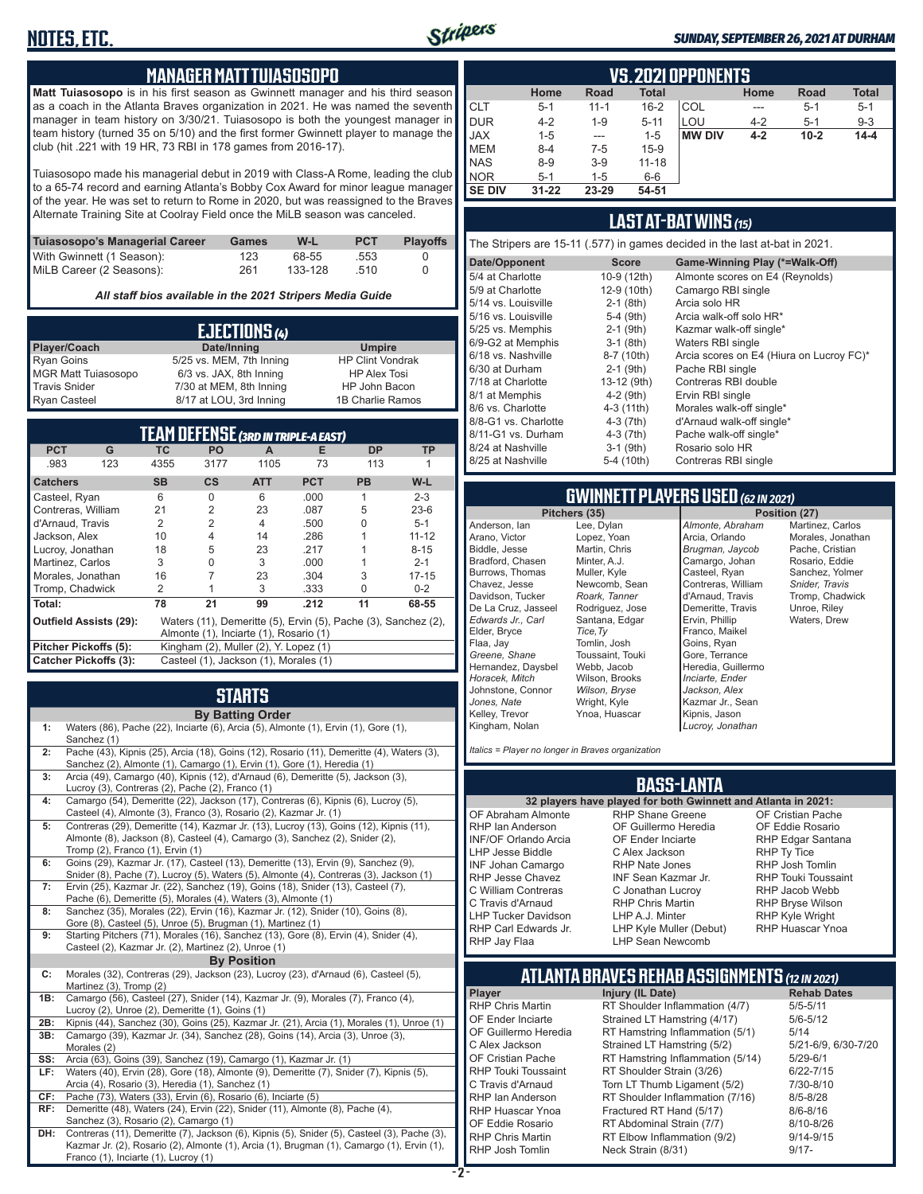## MANAGER MATT TUIASOSOPO

**Matt Tuiasosopo** is in his first season as Gwinnett manager and his third season as a coach in the Atlanta Braves organization in 2021. He was named the seventh manager in team history on 3/30/21. Tuiasosopo is both the youngest manager in team history (turned 35 on 5/10) and the first former Gwinnett player to manage the club (hit .221 with 19 HR, 73 RBI in 178 games from 2016-17).

Tuiasosopo made his managerial debut in 2019 with Class-A Rome, leading the club to a 65-74 record and earning Atlanta's Bobby Cox Award for minor league manager of the year. He was set to return to Rome in 2020, but was reassigned to the Braves Alternate Training Site at Coolray Field once the MiLB season was canceled.

| Tuiasosopo's Managerial Career | Games | W-L | PCT | Playoffs |
|---|---|---|---|---|
| With Gwinnett (1 Season): | 123 | 68-55 | .553 | 0 |
| MiLB Career (2 Seasons): | 261 | 133-128 | .510 | 0 |

*All staff bios available in the 2021 Stripers Media Guide*

## EJECTIONS (4)

| Player/Coach | Date/Inning | Umpire |
|---|---|---|
| Ryan Goins | 5/25 vs. MEM, 7th Inning | HP Clint Vondrak |
| MGR Matt Tuiasosopo | 6/3 vs. JAX, 8th Inning | HP Alex Tosi |
| Travis Snider | 7/30 at MEM, 8th Inning | HP John Bacon |
| Ryan Casteel | 8/17 at LOU, 3rd Inning | 1B Charlie Ramos |

## TEAM DEFENSE (3RD IN TRIPLE-A EAST)

| PCT | G | TC | PO | A | E | DP | TP |
|---|---|---|---|---|---|---|---|
| .983 | 123 | 4355 | 3177 | 1105 | 73 | 113 | 1 |

| Catchers | SB | CS | ATT | PCT | PB | W-L |
|---|---|---|---|---|---|---|
| Casteel, Ryan | 6 | 0 | 6 | .000 | 1 | 2-3 |
| Contreras, William | 21 | 2 | 23 | .087 | 5 | 23-6 |
| d'Arnaud, Travis | 2 | 2 | 4 | .500 | 0 | 5-1 |
| Jackson, Alex | 10 | 4 | 14 | .286 | 1 | 11-12 |
| Lucroy, Jonathan | 18 | 5 | 23 | .217 | 1 | 8-15 |
| Martinez, Carlos | 3 | 0 | 3 | .000 | 1 | 2-1 |
| Morales, Jonathan | 16 | 7 | 23 | .304 | 3 | 17-15 |
| Tromp, Chadwick | 2 | 1 | 3 | .333 | 0 | 0-2 |
| **Total:** | **78** | **21** | **99** | **.212** | **11** | **68-55** |

**Outfield Assists (29):** Waters (11), Demeritte (5), Ervin (5), Pache (3), Sanchez (2), Almonte (1), Inciarte (1), Rosario (1)

**Pitcher Pickoffs (5):** Kingham (2), Muller (2), Y. Lopez (1)

**Catcher Pickoffs (3):** Casteel (1), Jackson (1), Morales (1)

## STARTS

**By Batting Order**

- **1:** Waters (86), Pache (22), Inciarte (6), Arcia (5), Almonte (1), Ervin (1), Gore (1), Sanchez (1)
- **2:** Pache (43), Kipnis (25), Arcia (18), Goins (12), Rosario (11), Demeritte (4), Waters (3), Sanchez (2), Almonte (1), Camargo (1), Ervin (1), Gore (1), Heredia (1)
- **3:** Arcia (49), Camargo (40), Kipnis (12), d'Arnaud (6), Demeritte (5), Jackson (3), Lucroy (3), Contreras (2), Pache (2), Franco (1)
- **4:** Camargo (54), Demeritte (22), Jackson (17), Contreras (6), Kipnis (6), Lucroy (5), Casteel (4), Almonte (3), Franco (3), Rosario (2), Kazmar Jr. (1)
- **5:** Contreras (29), Demeritte (14), Kazmar Jr. (13), Lucroy (13), Goins (12), Kipnis (11), Almonte (8), Jackson (8), Casteel (4), Camargo (3), Sanchez (2), Snider (2), Tromp (2), Franco (1), Ervin (1)
- **6:** Goins (29), Kazmar Jr. (17), Casteel (13), Demeritte (13), Ervin (9), Sanchez (9), Snider (8), Pache (7), Lucroy (5), Waters (5), Almonte (4), Contreras (3), Jackson (1)
- **7:** Ervin (25), Kazmar Jr. (22), Sanchez (19), Goins (18), Snider (13), Casteel (7), Pache (6), Demeritte (5), Morales (4), Waters (3), Almonte (1)
- **8:** Sanchez (35), Morales (22), Ervin (16), Kazmar Jr. (12), Snider (10), Goins (8), Gore (8), Casteel (5), Unroe (5), Brugman (1), Martinez (1)
- **9:** Starting Pitchers (71), Morales (16), Sanchez (13), Gore (8), Ervin (4), Snider (4), Casteel (2), Kazmar Jr. (2), Martinez (2), Unroe (1)

**By Position**

- **C:** Morales (32), Contreras (29), Jackson (23), Lucroy (23), d'Arnaud (6), Casteel (5), Martinez (3), Tromp (2)
- **1B:** Camargo (56), Casteel (27), Snider (14), Kazmar Jr. (9), Morales (7), Franco (4), Lucroy (2), Unroe (2), Demeritte (1), Goins (1)
- **2B:** Kipnis (44), Sanchez (30), Goins (25), Kazmar Jr. (21), Arcia (1), Morales (1), Unroe (1)
- **3B:** Camargo (39), Kazmar Jr. (34), Sanchez (28), Goins (14), Arcia (3), Unroe (3), Morales (2)
- **SS:** Arcia (63), Goins (39), Sanchez (19), Camargo (1), Kazmar Jr. (1)
- **LF:** Waters (40), Ervin (28), Gore (18), Almonte (9), Demeritte (7), Snider (7), Kipnis (5), Arcia (4), Rosario (3), Heredia (1), Sanchez (1)
- **CF:** Pache (73), Waters (33), Ervin (6), Rosario (6), Inciarte (5)
- **RF:** Demeritte (48), Waters (24), Ervin (22), Snider (11), Almonte (8), Pache (4), Sanchez (3), Rosario (2), Camargo (1)
- **DH:** Contreras (11), Demeritte (7), Jackson (6), Kipnis (5), Snider (5), Casteel (3), Pache (3), Kazmar Jr. (2), Rosario (2), Almonte (1), Arcia (1), Brugman (1), Camargo (1), Ervin (1), Franco (1), Inciarte (1), Lucroy (1)

## VS. 2021 OPPONENTS

| | Home | Road | Total | | Home | Road | Total |
|---|---|---|---|---|---|---|---|
| CLT | 5-1 | 11-1 | 16-2 | COL | --- | 5-1 | 5-1 |
| DUR | 4-2 | 1-9 | 5-11 | LOU | 4-2 | 5-1 | 9-3 |
| JAX | 1-5 | --- | 1-5 | **MW DIV** | **4-2** | **10-2** | **14-4** |
| MEM | 8-4 | 7-5 | 15-9 | | | | |
| NAS | 8-9 | 3-9 | 11-18 | | | | |
| NOR | 5-1 | 1-5 | 6-6 | | | | |
| **SE DIV** | **31-22** | **23-29** | **54-51** | | | | |

## LAST AT-BAT WINS (15)

The Stripers are 15-11 (.577) in games decided in the last at-bat in 2021.

| Date/Opponent | Score | Game-Winning Play (*=Walk-Off) |
|---|---|---|
| 5/4 at Charlotte | 10-9 (12th) | Almonte scores on E4 (Reynolds) |
| 5/9 at Charlotte | 12-9 (10th) | Camargo RBI single |
| 5/14 vs. Louisville | 2-1 (8th) | Arcia solo HR |
| 5/16 vs. Louisville | 5-4 (9th) | Arcia walk-off solo HR* |
| 5/25 vs. Memphis | 2-1 (9th) | Kazmar walk-off single* |
| 6/9-G2 at Memphis | 3-1 (8th) | Waters RBI single |
| 6/18 vs. Nashville | 8-7 (10th) | Arcia scores on E4 (Hiura on Lucroy FC)* |
| 6/30 at Durham | 2-1 (9th) | Pache RBI single |
| 7/18 at Charlotte | 13-12 (9th) | Contreras RBI double |
| 8/1 at Memphis | 4-2 (9th) | Ervin RBI single |
| 8/6 vs. Charlotte | 4-3 (11th) | Morales walk-off single* |
| 8/8-G1 vs. Charlotte | 4-3 (7th) | d'Arnaud walk-off single* |
| 8/11-G1 vs. Durham | 4-3 (7th) | Pache walk-off single* |
| 8/24 at Nashville | 3-1 (9th) | Rosario solo HR |
| 8/25 at Nashville | 5-4 (10th) | Contreras RBI single |

## GWINNETT PLAYERS USED (62 IN 2021)

| Pitchers (35) | | Position (27) | |
|---|---|---|---|
| Anderson, Ian | Lee, Dylan | *Almonte, Abraham* | Martinez, Carlos |
| Arano, Victor | Lopez, Yoan | Arcia, Orlando | Morales, Jonathan |
| Biddle, Jesse | Martin, Chris | *Brugman, Jaycob* | Pache, Cristian |
| Bradford, Chasen | Minter, A.J. | Camargo, Johan | Rosario, Eddie |
| Burrows, Thomas | Muller, Kyle | Casteel, Ryan | Sanchez, Yolmer |
| Chavez, Jesse | Newcomb, Sean | Contreras, William | *Snider, Travis* |
| Davidson, Tucker | *Roark, Tanner* | d'Arnaud, Travis | Tromp, Chadwick |
| De La Cruz, Jasseel | Rodriguez, Jose | Demeritte, Travis | Unroe, Riley |
| *Edwards Jr., Carl* | Santana, Edgar | Ervin, Phillip | Waters, Drew |
| Elder, Bryce | *Tice, Ty* | Franco, Maikel | |
| Flaa, Jay | Tomlin, Josh | Goins, Ryan | |
| *Greene, Shane* | Toussaint, Touki | Gore, Terrance | |
| Hernandez, Daysbel | Webb, Jacob | Heredia, Guillermo | |
| *Horacek, Mitch* | Wilson, Brooks | *Inciarte, Ender* | |
| Johnstone, Connor | *Wilson, Bryse* | *Jackson, Alex* | |
| *Jones, Nate* | Wright, Kyle | Kazmar Jr., Sean | |
| Kelley, Trevor | Ynoa, Huascar | Kipnis, Jason | |
| Kingham, Nolan | | *Lucroy, Jonathan* | |

*Italics = Player no longer in Braves organization*

## BASS-LANTA

**32 players have played for both Gwinnett and Atlanta in 2021:**

| | | |
|---|---|---|
| OF Abraham Almonte | RHP Shane Greene | OF Cristian Pache |
| RHP Ian Anderson | OF Guillermo Heredia | OF Eddie Rosario |
| INF/OF Orlando Arcia | OF Ender Inciarte | RHP Edgar Santana |
| LHP Jesse Biddle | C Alex Jackson | RHP Ty Tice |
| INF Johan Camargo | RHP Nate Jones | RHP Josh Tomlin |
| RHP Jesse Chavez | INF Sean Kazmar Jr. | RHP Touki Toussaint |
| C William Contreras | C Jonathan Lucroy | RHP Jacob Webb |
| C Travis d'Arnaud | RHP Chris Martin | RHP Bryse Wilson |
| LHP Tucker Davidson | LHP A.J. Minter | RHP Kyle Wright |
| RHP Carl Edwards Jr. | LHP Kyle Muller (Debut) | RHP Huascar Ynoa |
| RHP Jay Flaa | LHP Sean Newcomb | |

## ATLANTA BRAVES REHAB ASSIGNMENTS (12 IN 2021)

| Player | Injury (IL Date) | Rehab Dates |
|---|---|---|
| RHP Chris Martin | RT Shoulder Inflammation (4/7) | 5/5-5/11 |
| OF Ender Inciarte | Strained LT Hamstring (4/17) | 5/6-5/12 |
| OF Guillermo Heredia | RT Hamstring Inflammation (5/1) | 5/14 |
| C Alex Jackson | Strained LT Hamstring (5/2) | 5/21-6/9, 6/30-7/20 |
| OF Cristian Pache | RT Hamstring Inflammation (5/14) | 5/29-6/1 |
| RHP Touki Toussaint | RT Shoulder Strain (3/26) | 6/22-7/15 |
| C Travis d'Arnaud | Torn LT Thumb Ligament (5/2) | 7/30-8/10 |
| RHP Ian Anderson | RT Shoulder Inflammation (7/16) | 8/5-8/28 |
| RHP Huascar Ynoa | Fractured RT Hand (5/17) | 8/6-8/16 |
| OF Eddie Rosario | RT Abdominal Strain (7/7) | 8/10-8/26 |
| RHP Chris Martin | RT Elbow Inflammation (9/2) | 9/14-9/15 |
| RHP Josh Tomlin | Neck Strain (8/31) | 9/17- |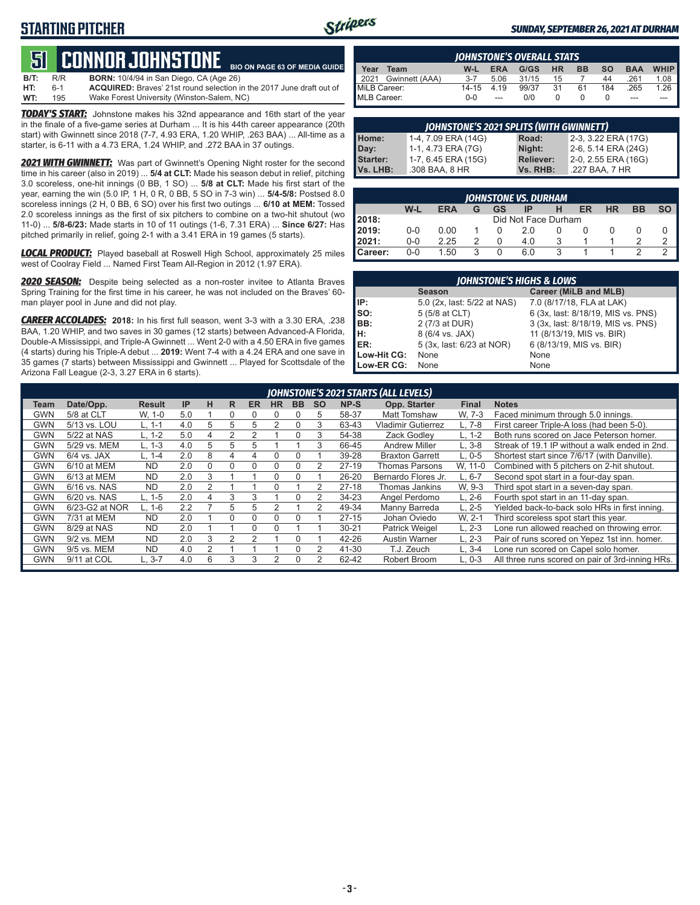# STARTING PITCHER

**SUNDAY, SEPTEMBER 26, 2021 AT DURHAM**

## 51 CONNOR JOHNSTONE

BIO ON PAGE 63 OF MEDIA GUIDE

| | | |
|---|---|---|
| **B/T:** | R/R | **BORN:** 10/4/94 in San Diego, CA (Age 26) |
| **HT:** | 6-1 | **ACQUIRED:** Braves' 21st round selection in the 2017 June draft out of |
| **WT:** | 195 | Wake Forest University (Winston-Salem, NC) |

***TODAY'S START:*** Johnstone makes his 32nd appearance and 16th start of the year in the finale of a five-game series at Durham ... It is his 44th career appearance (20th start) with Gwinnett since 2018 (7-7, 4.93 ERA, 1.20 WHIP, .263 BAA) ... All-time as a starter, is 6-11 with a 4.73 ERA, 1.24 WHIP, and .272 BAA in 37 outings.

***2021 WITH GWINNETT:*** Was part of Gwinnett's Opening Night roster for the second time in his career (also in 2019) ... **5/4 at CLT:** Made his season debut in relief, pitching 3.0 scoreless, one-hit innings (0 BB, 1 SO) ... **5/8 at CLT:** Made his first start of the year, earning the win (5.0 IP, 1 H, 0 R, 0 BB, 5 SO in 7-3 win) ... **5/4-5/8:** Postsed 8.0 scoreless innings (2 H, 0 BB, 6 SO) over his first two outings ... **6/10 at MEM:** Tossed 2.0 scoreless innings as the first of six pitchers to combine on a two-hit shutout (wo 11-0) ... **5/8-6/23:** Made starts in 10 of 11 outings (1-6, 7.31 ERA) ... **Since 6/27:** Has pitched primarily in relief, going 2-1 with a 3.41 ERA in 19 games (5 starts).

***LOCAL PRODUCT:*** Played baseball at Roswell High School, approximately 25 miles west of Coolray Field ... Named First Team All-Region in 2012 (1.97 ERA).

***2020 SEASON:*** Despite being selected as a non-roster invitee to Atlanta Braves Spring Training for the first time in his career, he was not included on the Braves' 60-man player pool in June and did not play.

***CAREER ACCOLADES:*** **2018:** In his first full season, went 3-3 with a 3.30 ERA, .238 BAA, 1.20 WHIP, and two saves in 30 games (12 starts) between Advanced-A Florida, Double-A Mississippi, and Triple-A Gwinnett ... Went 2-0 with a 4.50 ERA in five games (4 starts) during his Triple-A debut ... **2019:** Went 7-4 with a 4.24 ERA and one save in 35 games (7 starts) between Mississippi and Gwinnett ... Played for Scottsdale of the Arizona Fall League (2-3, 3.27 ERA in 6 starts).

### JOHNSTONE'S OVERALL STATS

| Year | Team | W-L | ERA | G/GS | HR | BB | SO | BAA | WHIP |
|---|---|---|---|---|---|---|---|---|---|
| 2021 | Gwinnett (AAA) | 3-7 | 5.06 | 31/15 | 15 | 7 | 44 | .261 | 1.08 |
| MiLB Career: | | 14-15 | 4.19 | 99/37 | 31 | 61 | 184 | .265 | 1.26 |
| MLB Career: | | 0-0 | --- | 0/0 | 0 | 0 | 0 | --- | --- |

### JOHNSTONE'S 2021 SPLITS (WITH GWINNETT)

| | | | |
|---|---|---|---|
| **Home:** | 1-4, 7.09 ERA (14G) | **Road:** | 2-3, 3.22 ERA (17G) |
| **Day:** | 1-1, 4.73 ERA (7G) | **Night:** | 2-6, 5.14 ERA (24G) |
| **Starter:** | 1-7, 6.45 ERA (15G) | **Reliever:** | 2-0, 2.55 ERA (16G) |
| **Vs. LHB:** | .308 BAA, 8 HR | **Vs. RHB:** | .227 BAA, 7 HR |

### JOHNSTONE VS. DURHAM

| | W-L | ERA | G | GS | IP | H | ER | HR | BB | SO |
|---|---|---|---|---|---|---|---|---|---|---|
| **2018:** | Did Not Face Durham | | | | | | | | | |
| **2019:** | 0-0 | 0.00 | 1 | 0 | 2.0 | 0 | 0 | 0 | 0 | 0 |
| **2021:** | 0-0 | 2.25 | 2 | 0 | 4.0 | 3 | 1 | 1 | 2 | 2 |
| **Career:** | 0-0 | 1.50 | 3 | 0 | 6.0 | 3 | 1 | 1 | 2 | 2 |

### JOHNSTONE'S HIGHS & LOWS

| | Season | Career (MiLB and MLB) |
|---|---|---|
| **IP:** | 5.0 (2x, last: 5/22 at NAS) | 7.0 (8/17/18, FLA at LAK) |
| **SO:** | 5 (5/8 at CLT) | 6 (3x, last: 8/18/19, MIS vs. PNS) |
| **BB:** | 2 (7/3 at DUR) | 3 (3x, last: 8/18/19, MIS vs. PNS) |
| **H:** | 8 (6/4 vs. JAX) | 11 (8/13/19, MIS vs. BIR) |
| **ER:** | 5 (3x, last: 6/23 at NOR) | 6 (8/13/19, MIS vs. BIR) |
| **Low-Hit CG:** | None | None |
| **Low-ER CG:** | None | None |

### JOHNSTONE'S 2021 STARTS (ALL LEVELS)

| Team | Date/Opp. | Result | IP | H | R | ER | HR | BB | SO | NP-S | Opp. Starter | Final | Notes |
|---|---|---|---|---|---|---|---|---|---|---|---|---|---|
| GWN | 5/8 at CLT | W, 1-0 | 5.0 | 1 | 0 | 0 | 0 | 0 | 5 | 58-37 | Matt Tomshaw | W, 7-3 | Faced minimum through 5.0 innings. |
| GWN | 5/13 vs. LOU | L, 1-1 | 4.0 | 5 | 5 | 5 | 2 | 0 | 3 | 63-43 | Vladimir Gutierrez | L, 7-8 | First career Triple-A loss (had been 5-0). |
| GWN | 5/22 at NAS | L, 1-2 | 5.0 | 4 | 2 | 2 | 1 | 0 | 3 | 54-38 | Zack Godley | L, 1-2 | Both runs scored on Jace Peterson homer. |
| GWN | 5/29 vs. MEM | L, 1-3 | 4.0 | 5 | 5 | 5 | 1 | 1 | 3 | 66-45 | Andrew Miller | L, 3-8 | Streak of 19.1 IP without a walk ended in 2nd. |
| GWN | 6/4 vs. JAX | L, 1-4 | 2.0 | 8 | 4 | 4 | 0 | 0 | 1 | 39-28 | Braxton Garrett | L, 0-5 | Shortest start since 7/6/17 (with Danville). |
| GWN | 6/10 at MEM | ND | 2.0 | 0 | 0 | 0 | 0 | 0 | 2 | 27-19 | Thomas Parsons | W, 11-0 | Combined with 5 pitchers on 2-hit shutout. |
| GWN | 6/13 at MEM | ND | 2.0 | 3 | 1 | 1 | 0 | 0 | 1 | 26-20 | Bernardo Flores Jr. | L, 6-7 | Second spot start in a four-day span. |
| GWN | 6/16 vs. NAS | ND | 2.0 | 2 | 1 | 1 | 0 | 1 | 2 | 27-18 | Thomas Jankins | W, 9-3 | Third spot start in a seven-day span. |
| GWN | 6/20 vs. NAS | L, 1-5 | 2.0 | 4 | 3 | 3 | 1 | 0 | 2 | 34-23 | Angel Perdomo | L, 2-6 | Fourth spot start in an 11-day span. |
| GWN | 6/23-G2 at NOR | L, 1-6 | 2.2 | 7 | 5 | 5 | 2 | 1 | 2 | 49-34 | Manny Barreda | L, 2-5 | Yielded back-to-back solo HRs in first inning. |
| GWN | 7/31 at MEM | ND | 2.0 | 1 | 0 | 0 | 0 | 0 | 1 | 27-15 | Johan Oviedo | W, 2-1 | Third scoreless spot start this year. |
| GWN | 8/29 at NAS | ND | 2.0 | 1 | 1 | 0 | 0 | 1 | 1 | 30-21 | Patrick Weigel | L, 2-3 | Lone run allowed reached on throwing error. |
| GWN | 9/2 vs. MEM | ND | 2.0 | 3 | 2 | 2 | 1 | 0 | 1 | 42-26 | Austin Warner | L, 2-3 | Pair of runs scored on Yepez 1st inn. homer. |
| GWN | 9/5 vs. MEM | ND | 4.0 | 2 | 1 | 1 | 1 | 0 | 2 | 41-30 | T.J. Zeuch | L, 3-4 | Lone run scored on Capel solo homer. |
| GWN | 9/11 at COL | L, 3-7 | 4.0 | 6 | 3 | 3 | 2 | 0 | 2 | 62-42 | Robert Broom | L, 0-3 | All three runs scored on pair of 3rd-inning HRs. |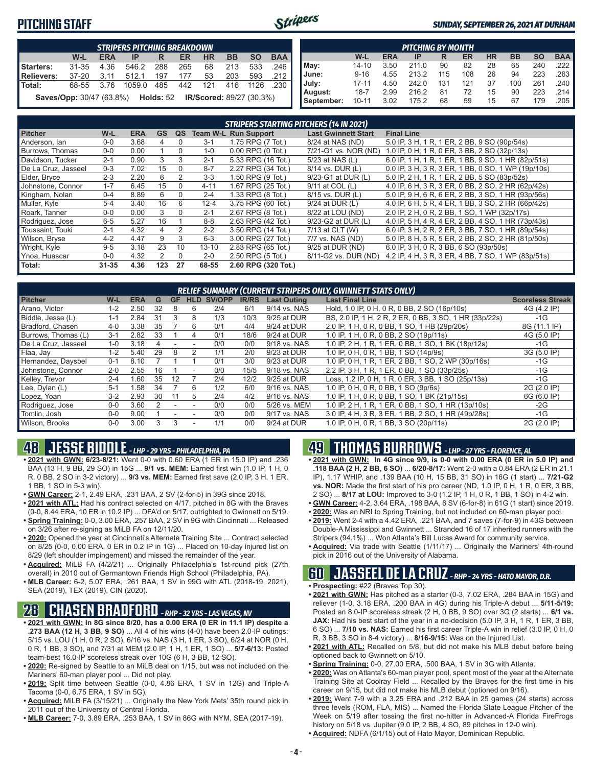# PITCHING STAFF

| STRIPERS PITCHING BREAKDOWN | W-L | ERA | IP | R | ER | HR | BB | SO | BAA |
|---|---|---|---|---|---|---|---|---|---|
| Starters: | 31-35 | 4.36 | 546.2 | 288 | 265 | 68 | 213 | 533 | .246 |
| Relievers: | 37-20 | 3.11 | 512.1 | 197 | 177 | 53 | 203 | 593 | .212 |
| Total: | 68-55 | 3.76 | 1059.0 | 485 | 442 | 121 | 416 | 1126 | .230 |

**Saves/Opp:** 30/47 (63.8%) **Holds:** 52 **IR/Scored:** 89/27 (30.3%)

| PITCHING BY MONTH | W-L | ERA | IP | R | ER | HR | BB | SO | BAA |
|---|---|---|---|---|---|---|---|---|---|
| May: | 14-10 | 3.50 | 211.0 | 90 | 82 | 28 | 65 | 240 | .222 |
| June: | 9-16 | 4.55 | 213.2 | 115 | 108 | 26 | 94 | 223 | .263 |
| July: | 17-11 | 4.50 | 242.0 | 131 | 121 | 37 | 100 | 261 | .240 |
| August: | 18-7 | 2.99 | 216.2 | 81 | 72 | 15 | 90 | 223 | .214 |
| September: | 10-11 | 3.02 | 175.2 | 68 | 59 | 15 | 67 | 179 | .205 |

## STRIPERS STARTING PITCHERS (14 IN 2021)

| Pitcher | W-L | ERA | GS | QS | Team W-L | Run Support | Last Gwinnett Start | Final Line |
|---|---|---|---|---|---|---|---|---|
| Anderson, Ian | 0-0 | 3.68 | 4 | 0 | 3-1 | 1.75 RPG (7 Tot.) | 8/24 at NAS (ND) | 5.0 IP, 3 H, 1 R, 1 ER, 2 BB, 9 SO (90p/54s) |
| Burrows, Thomas | 0-0 | 0.00 | 1 | 0 | 1-0 | 0.00 RPG (0 Tot.) | 7/21-G1 vs. NOR (ND) | 1.0 IP, 0 H, 1 R, 0 ER, 3 BB, 2 SO (32p/13s) |
| Davidson, Tucker | 2-1 | 0.90 | 3 | 3 | 2-1 | 5.33 RPG (16 Tot.) | 5/23 at NAS (L) | 6.0 IP, 1 H, 1 R, 1 ER, 1 BB, 9 SO, 1 HR (82p/51s) |
| De La Cruz, Jasseel | 0-3 | 7.02 | 15 | 0 | 8-7 | 2.27 RPG (34 Tot.) | 8/14 vs. DUR (L) | 0.0 IP, 3 H, 3 R, 3 ER, 1 BB, 0 SO, 1 WP (19p/10s) |
| Elder, Bryce | 2-3 | 2.20 | 6 | 2 | 3-3 | 1.50 RPG (9 Tot.) | 9/23-G1 at DUR (L) | 5.0 IP, 2 H, 1 R, 1 ER, 2 BB, 5 SO (83p/52s) |
| Johnstone, Connor | 1-7 | 6.45 | 15 | 0 | 4-11 | 1.67 RPG (25 Tot.) | 9/11 at COL (L) | 4.0 IP, 6 H, 3 R, 3 ER, 0 BB, 2 SO, 2 HR (62p/42s) |
| Kingham, Nolan | 0-4 | 8.89 | 6 | 0 | 2-4 | 1.33 RPG (8 Tot.) | 8/15 vs. DUR (L) | 5.0 IP, 9 H, 6 R, 6 ER, 2 BB, 3 SO, 1 HR (93p/56s) |
| Muller, Kyle | 5-4 | 3.40 | 16 | 6 | 12-4 | 3.75 RPG (60 Tot.) | 9/24 at DUR (L) | 4.0 IP, 6 H, 5 R, 4 ER, 1 BB, 3 SO, 2 HR (66p/42s) |
| Roark, Tanner | 0-0 | 0.00 | 3 | 0 | 2-1 | 2.67 RPG (8 Tot.) | 8/22 at LOU (ND) | 2.0 IP, 2 H, 0 R, 2 BB, 1 SO, 1 WP (32p/17s) |
| Rodriguez, Jose | 6-5 | 5.27 | 16 | 1 | 8-8 | 2.63 RPG (42 Tot.) | 9/23-G2 at DUR (L) | 4.0 IP, 5 H, 4 R, 4 ER, 2 BB, 4 SO, 1 HR (73p/43s) |
| Toussaint, Touki | 2-1 | 4.32 | 4 | 2 | 2-2 | 3.50 RPG (14 Tot.) | 7/13 at CLT (W) | 6.0 IP, 3 H, 2 R, 2 ER, 3 BB, 7 SO, 1 HR (89p/54s) |
| Wilson, Bryse | 4-2 | 4.47 | 9 | 3 | 6-3 | 3.00 RPG (27 Tot.) | 7/7 vs. NAS (ND) | 5.0 IP, 8 H, 5 R, 5 ER, 2 BB, 2 SO, 2 HR (81p/50s) |
| Wright, Kyle | 9-5 | 3.18 | 23 | 10 | 13-10 | 2.83 RPG (65 Tot.) | 9/25 at DUR (ND) | 6.0 IP, 3 H, 0 R, 3 BB, 6 SO (93p/50s) |
| Ynoa, Huascar | 0-0 | 4.32 | 2 | 0 | 2-0 | 2.50 RPG (5 Tot.) | 8/11-G2 vs. DUR (ND) | 4.2 IP, 4 H, 3 R, 3 ER, 4 BB, 7 SO, 1 WP (83p/51s) |
| Total: | 31-35 | 4.36 | 123 | 27 | 68-55 | 2.60 RPG (320 Tot.) | | |

## RELIEF SUMMARY (CURRENT STRIPERS ONLY, GWINNETT STATS ONLY)

| Pitcher | W-L | ERA | G | GF | HLD | SV/OPP | IR/RS | Last Outing | Last Final Line | Scoreless Streak |
|---|---|---|---|---|---|---|---|---|---|---|
| Arano, Victor | 1-2 | 2.50 | 32 | 8 | 6 | 2/4 | 6/1 | 9/14 vs. NAS | Hold, 1.0 IP, 0 H, 0 R, 0 BB, 2 SO (16p/10s) | 4G (4.2 IP) |
| Biddle, Jesse (L) | 1-1 | 2.84 | 31 | 3 | 8 | 1/3 | 10/3 | 9/25 at DUR | BS, 2.0 IP, 1 H, 2 R, 2 ER, 0 BB, 3 SO, 1 HR (33p/22s) | -1G |
| Bradford, Chasen | 4-0 | 3.38 | 35 | 7 | 6 | 0/1 | 4/4 | 9/24 at DUR | 2.0 IP, 1 H, 0 R, 0 BB, 1 SO, 1 HB (29p/20s) | 8G (11.1 IP) |
| Burrows, Thomas (L) | 3-1 | 2.82 | 33 | 1 | 4 | 0/1 | 18/6 | 9/24 at DUR | 1.0 IP, 1 H, 0 R, 0 BB, 2 SO (19p/11s) | 4G (5.0 IP) |
| De La Cruz, Jasseel | 1-0 | 3.18 | 4 | - | - | 0/0 | 0/0 | 9/18 vs. NAS | 1.0 IP, 2 H, 1 R, 1 ER, 0 BB, 1 SO, 1 BK (18p/12s) | -1G |
| Flaa, Jay | 1-2 | 5.40 | 29 | 8 | 2 | 1/1 | 2/0 | 9/23 at DUR | 1.0 IP, 0 H, 0 R, 1 BB, 1 SO (14p/9s) | 3G (5.0 IP) |
| Hernandez, Daysbel | 0-1 | 8.10 | 7 | 1 | 1 | 0/1 | 3/0 | 9/23 at DUR | 1.0 IP, 0 H, 1 R, 1 ER, 2 BB, 1 SO, 2 WP (30p/16s) | -1G |
| Johnstone, Connor | 2-0 | 2.55 | 16 | 1 | - | 0/0 | 15/5 | 9/18 vs. NAS | 2.2 IP, 3 H, 1 R, 1 ER, 0 BB, 1 SO (33p/25s) | -1G |
| Kelley, Trevor | 2-4 | 1.60 | 35 | 12 | 7 | 2/4 | 12/2 | 9/25 at DUR | Loss, 1.2 IP, 0 H, 1 R, 0 ER, 3 BB, 1 SO (25p/13s) | -1G |
| Lee, Dylan (L) | 5-1 | 1.58 | 34 | 7 | 6 | 1/2 | 6/0 | 9/16 vs. NAS | 1.0 IP, 0 H, 0 R, 0 BB, 1 SO (9p/6s) | 2G (2.0 IP) |
| Lopez, Yoan | 3-2 | 2.93 | 30 | 11 | 5 | 2/4 | 4/2 | 9/16 vs. NAS | 1.0 IP, 1 H, 0 R, 0 BB, 1 SO, 1 BK (21p/15s) | 6G (6.0 IP) |
| Rodriguez, Jose | 0-0 | 3.60 | 2 | - | - | 0/0 | 0/0 | 5/26 vs. MEM | 1.0 IP, 2 H, 1 R, 1 ER, 0 BB, 1 SO, 1 HR (13p/10s) | -2G |
| Tomlin, Josh | 0-0 | 9.00 | 1 | - | - | 0/0 | 0/0 | 9/17 vs. NAS | 3.0 IP, 4 H, 3 R, 3 ER, 1 BB, 2 SO, 1 HR (49p/28s) | -1G |
| Wilson, Brooks | 0-0 | 3.00 | 3 | 3 | - | 1/1 | 0/0 | 9/24 at DUR | 1.0 IP, 0 H, 0 R, 1 BB, 3 SO (20p/11s) | 2G (2.0 IP) |

## 48 JESSE BIDDLE - LHP - 29 YRS - PHILADELPHIA, PA

- **2021 with GWN: 6/23-8/21:** Went 0-0 with 0.60 ERA (1 ER in 15.0 IP) and .236 BAA (13 H, 9 BB, 29 SO) in 15G ... **9/1 vs. MEM:** Earned first win (1.0 IP, 1 H, 0 R, 0 BB, 2 SO in 3-2 victory) ... **9/3 vs. MEM:** Earned first save (2.0 IP, 3 H, 1 ER, 1 BB, 1 SO in 5-3 win).
- **GWN Career:** 2-1, 2.49 ERA, .231 BAA, 2 SV (2-for-5) in 39G since 2018.
- **2021 with ATL:** Had his contract selected on 4/17, pitched in 8G with the Braves (0-0, 8.44 ERA, 10 ER in 10.2 IP) ... DFA'd on 5/17, outrighted to Gwinnett on 5/19.
- **Spring Training:** 0-0, 3.00 ERA, .257 BAA, 2 SV in 9G with Cincinnati ... Released on 3/26 after re-signing as MiLB FA on 12/11/20.
- **2020:** Opened the year at Cincinnati's Alternate Training Site ... Contract selected on 8/25 (0-0, 0.00 ERA, 0 ER in 0.2 IP in 1G) ... Placed on 10-day injured list on 8/29 (left shoulder impingement) and missed the remainder of the year.
- **Acquired:** MiLB FA (4/2/21) ... Originally Philadelphia's 1st-round pick (27th overall) in 2010 out of Germantown Friends High School (Philadelphia, PA).
- **MLB Career:** 6-2, 5.07 ERA, .261 BAA, 1 SV in 99G with ATL (2018-19, 2021), SEA (2019), TEX (2019), CIN (2020).

## 28 CHASEN BRADFORD - RHP - 32 YRS - LAS VEGAS, NV

- **2021 with GWN: In 8G since 8/20, has a 0.00 ERA (0 ER in 11.1 IP) despite a .273 BAA (12 H, 3 BB, 9 SO)** ... All 4 of his wins (4-0) have been 2.0-IP outings: 5/15 vs. LOU (1 H, 0 R, 2 SO), 6/16 vs. NAS (3 H, 1 ER, 3 SO), 6/24 at NOR (0 H, 0 R, 1 BB, 3 SO), and 7/31 at MEM (2.0 IP, 1 H, 1 ER, 1 SO) ... **5/7-6/13:** Posted team-best 16.0-IP scoreless streak over 10G (6 H, 3 BB, 12 SO).
- **2020:** Re-signed by Seattle to an MiLB deal on 1/15, but was not included on the Mariners' 60-man player pool ... Did not play.
- **2019:** Split time between Seattle (0-0, 4.86 ERA, 1 SV in 12G) and Triple-A Tacoma (0-0, 6.75 ERA, 1 SV in 5G).
- **Acquired:** MiLB FA (3/15/21) ... Originally the New York Mets' 35th round pick in 2011 out of the University of Central Florida.
- **MLB Career:** 7-0, 3.89 ERA, .253 BAA, 1 SV in 86G with NYM, SEA (2017-19).

## 49 THOMAS BURROWS - LHP - 27 YRS - FLORENCE, AL

- **2021 with GWN: In 4G since 9/9, is 0-0 with 0.00 ERA (0 ER in 5.0 IP) and .118 BAA (2 H, 2 BB, 6 SO)** ... **6/20-8/17:** Went 2-0 with a 0.84 ERA (2 ER in 21.1 IP), 1.17 WHIP, and .139 BAA (10 H, 15 BB, 31 SO) in 16G (1 start) ... **7/21-G2 vs. NOR:** Made the first start of his pro career (ND, 1.0 IP, 0 H, 1 R, 0 ER, 3 BB, 2 SO) ... **8/17 at LOU:** Improved to 3-0 (1.2 IP, 1 H, 0 R, 1 BB, 1 SO) in 4-2 win.
- **GWN Career:** 4-2, 3.64 ERA, .198 BAA, 6 SV (6-for-8) in 61G (1 start) since 2019.
- **2020:** Was an NRI to Spring Training, but not included on 60-man player pool.
- **2019:** Went 2-4 with a 4.42 ERA, .221 BAA, and 7 saves (7-for-9) in 43G between Double-A Mississippi and Gwinnett ... Stranded 16 of 17 inherited runners with the Stripers (94.1%) ... Won Atlanta's Bill Lucas Award for community service.
- **Acquired:** Via trade with Seattle (1/11/17) ... Originally the Mariners' 4th-round pick in 2016 out of the University of Alabama.

## 60 JASSEEL DE LA CRUZ - RHP - 24 YRS - HATO MAYOR, D.R.

- **Prospecting:** #22 (Braves Top 30).
- **2021 with GWN:** Has pitched as a starter (0-3, 7.02 ERA, .284 BAA in 15G) and reliever (1-0, 3.18 ERA, .200 BAA in 4G) during his Triple-A debut ... **5/11-5/19:** Posted an 8.0-IP scoreless streak (2 H, 0 BB, 9 SO) over 3G (2 starts) ... **6/1 vs. JAX:** Had his best start of the year in a no-decision (5.0 IP, 3 H, 1 R, 1 ER, 3 BB, 6 SO) ... **7/10 vs. NAS:** Earned his first career Triple-A win in relief (3.0 IP, 0 H, 0 R, 3 BB, 3 SO in 8-4 victory) ... **8/16-9/15:** Was on the Injured List.
- **2021 with ATL:** Recalled on 5/8, but did not make his MLB debut before being optioned back to Gwinnett on 5/10.
- **Spring Training:** 0-0, 27.00 ERA, .500 BAA, 1 SV in 3G with Atlanta.
- **2020:** Was on Atlanta's 60-man player pool, spent most of the year at the Alternate Training Site at Coolray Field ... Recalled by the Braves for the first time in his career on 9/15, but did not make his MLB debut (optioned on 9/16).
- **2019:** Went 7-9 with a 3.25 ERA and .212 BAA in 25 games (24 starts) across three levels (ROM, FLA, MIS) ... Named the Florida State League Pitcher of the Week on 5/19 after tossing the first no-hitter in Advanced-A Florida FireFrogs history on 5/18 vs. Jupiter (9.0 IP, 2 BB, 4 SO, 89 pitches in 12-0 win).
- **Acquired:** NDFA (6/1/15) out of Hato Mayor, Dominican Republic.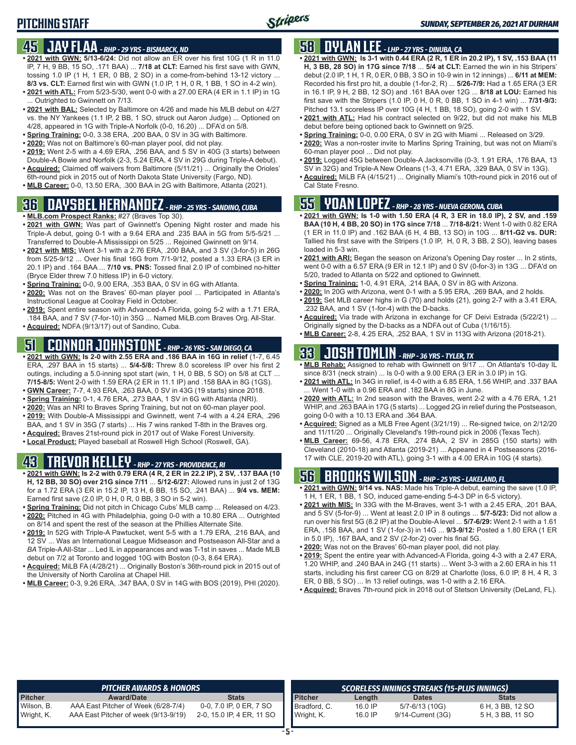# PITCHING STAFF

*SUNDAY, SEPTEMBER 26, 2021 AT DURHAM*

## 45 JAY FLAA - *RHP - 29 YRS - BISMARCK, ND*

- **2021 with GWN: 5/13-6/24:** Did not allow an ER over his first 10G (1 R in 11.0 IP, 7 H, 9 BB, 15 SO, .171 BAA) ... **7/18 at CLT:** Earned his first save with GWN, tossing 1.0 IP (1 H, 1 ER, 0 BB, 2 SO) in a come-from-behind 13-12 victory ... **8/3 vs. CLT:** Earned first win with GWN (1.0 IP, 1 H, 0 R, 1 BB, 1 SO in 4-2 win).
- **2021 with ATL:** From 5/23-5/30, went 0-0 with a 27.00 ERA (4 ER in 1.1 IP) in 1G ... Outrighted to Gwinnett on 7/13.
- **2021 with BAL:** Selected by Baltimore on 4/26 and made his MLB debut on 4/27 vs. the NY Yankees (1.1 IP, 2 BB, 1 SO, struck out Aaron Judge) ... Optioned on 4/28, appeared in 1G with Triple-A Norfolk (0-0, 16.20) ... DFA'd on 5/8.
- **Spring Training:** 0-0, 3.38 ERA, .200 BAA, 0 SV in 3G with Baltimore.
- **2020:** Was not on Baltimore's 60-man player pool, did not play.
- **2019:** Went 2-5 with a 4.69 ERA, .256 BAA, and 5 SV in 40G (3 starts) between Double-A Bowie and Norfolk (2-3, 5.24 ERA, 4 SV in 29G during Triple-A debut).
- **Acquired:** Claimed off waivers from Baltimore (5/11/21) ... Originally the Orioles' 6th-round pick in 2015 out of North Dakota State University (Fargo, ND).
- **MLB Career:** 0-0, 13.50 ERA, .300 BAA in 2G with Baltimore, Atlanta (2021).

## 36 DAYSBEL HERNANDEZ - *RHP - 25 YRS - SANDINO, CUBA*

- **MLB.com Prospect Ranks:** #27 (Braves Top 30).
- **2021 with GWN:** Was part of Gwinnett's Opening Night roster and made his Triple-A debut, going 0-1 with a 9.64 ERA and .235 BAA in 5G from 5/5-5/21 ... Transferred to Double-A Mississippi on 5/25 ... Rejoined Gwinnett on 9/14.
- **2021 with MIS:** Went 3-1 with a 2.76 ERA, .200 BAA, and 3 SV (3-for-5) in 26G from 5/25-9/12 ... Over his final 16G from 7/1-9/12, posted a 1.33 ERA (3 ER in 20.1 IP) and .164 BAA ... **7/10 vs. PNS:** Tossed final 2.0 IP of combined no-hitter (Bryce Elder threw 7.0 hitless IP) in 6-0 victory.
- **Spring Training:** 0-0, 9.00 ERA, .353 BAA, 0 SV in 6G with Atlanta.
- **2020:** Was not on the Braves' 60-man player pool ... Participated in Atlanta's Instructional League at Coolray Field in October.
- **2019:** Spent entire season with Advanced-A Florida, going 5-2 with a 1.71 ERA, .184 BAA, and 7 SV (7-for-10) in 35G ... Named MiLB.com Braves Org. All-Star.
- **Acquired:** NDFA (9/13/17) out of Sandino, Cuba.

## 51 CONNOR JOHNSTONE - *RHP - 26 YRS - SAN DIEGO, CA*

- **2021 with GWN: Is 2-0 with 2.55 ERA and .186 BAA in 16G in relief** (1-7, 6.45 ERA, .297 BAA in 15 starts) ... **5/4-5/8:** Threw 8.0 scoreless IP over his first 2 outings, including a 5.0-inning spot start (win, 1 H, 0 BB, 5 SO) on 5/8 at CLT ... **7/15-8/5:** Went 2-0 with 1.59 ERA (2 ER in 11.1 IP) and .158 BAA in 8G (1GS).
- **GWN Career:** 7-7, 4.93 ERA, .263 BAA, 0 SV in 43G (19 starts) since 2018.
- **Spring Training:** 0-1, 4.76 ERA, .273 BAA, 1 SV in 6G with Atlanta (NRI).
- **2020:** Was an NRI to Braves Spring Training, but not on 60-man player pool.
- **2019:** With Double-A Mississippi and Gwinnett, went 7-4 with a 4.24 ERA, .296 BAA, and 1 SV in 35G (7 starts) ... His 7 wins ranked T-8th in the Braves org.
- **Acquired:** Braves 21st-round pick in 2017 out of Wake Forest University.
- **Local Product:** Played baseball at Roswell High School (Roswell, GA).

## 43 TREVOR KELLEY - *RHP - 27 YRS - PROVIDENCE, RI*

- **2021 with GWN: Is 2-2 with 0.79 ERA (4 R, 2 ER in 22.2 IP), 2 SV, .137 BAA (10 H, 12 BB, 30 SO) over 21G since 7/11** ... **5/12-6/27:** Allowed runs in just 2 of 13G for a 1.72 ERA (3 ER in 15.2 IP, 13 H, 6 BB, 15 SO, .241 BAA) ... **9/4 vs. MEM:** Earned first save (2.0 IP, 0 H, 0 R, 0 BB, 3 SO in 5-2 win).
- **Spring Training:** Did not pitch in Chicago Cubs' MLB camp ... Released on 4/23.
- **2020:** Pitched in 4G with Philadelphia, going 0-0 with a 10.80 ERA ... Outrighted on 8/14 and spent the rest of the season at the Phillies Alternate Site.
- **2019:** In 52G with Triple-A Pawtucket, went 5-5 with a 1.79 ERA, .216 BAA, and 12 SV ... Was an International League Midseason and Postseason All-Star and a *BA* Triple-A All-Star ... Led IL in appearances and was T-1st in saves ... Made MLB debut on 7/2 at Toronto and logged 10G with Boston (0-3, 8.64 ERA).
- **Acquired:** MiLB FA (4/28/21) ... Originally Boston's 36th-round pick in 2015 out of the University of North Carolina at Chapel Hill.
- **MLB Career:** 0-3, 9.26 ERA, .347 BAA, 0 SV in 14G with BOS (2019), PHI (2020).

## 58 DYLAN LEE - *LHP - 27 YRS - DINUBA, CA*

- **2021 with GWN: Is 3-1 with 0.44 ERA (2 R, 1 ER in 20.2 IP), 1 SV, .153 BAA (11 H, 3 BB, 28 SO) in 17G since 7/18** ... **5/4 at CLT:** Earned the win in his Stripers' debut (2.0 IP, 1 H, 1 R, 0 ER, 0 BB, 3 SO in 10-9 win in 12 innings) ... **6/11 at MEM:** Recorded his first pro hit, a double (1-for-2, R) ... **5/26-7/9:** Had a 1.65 ERA (3 ER in 16.1 IP, 9 H, 2 BB, 12 SO) and .161 BAA over 12G ... **8/18 at LOU:** Earned his first save with the Stripers (1.0 IP, 0 H, 0 R, 0 BB, 1 SO in 4-1 win) ... **7/31-9/3:** Pitched 13.1 scoreless IP over 10G (4 H, 1 BB, 18 SO), going 2-0 with 1 SV.
- **2021 with ATL:** Had his contract selected on 9/22, but did not make his MLB debut before being optioned back to Gwinnett on 9/25.
- **Spring Training:** 0-0, 0.00 ERA, 0 SV in 2G with Miami ... Released on 3/29.
- **2020:** Was a non-roster invite to Marlins Spring Training, but was not on Miami's 60-man player pool ... Did not play.
- **2019:** Logged 45G between Double-A Jacksonville (0-3, 1.91 ERA, .176 BAA, 13 SV in 32G) and Triple-A New Orleans (1-3, 4.71 ERA, .329 BAA, 0 SV in 13G).
- **Acquired:** MiLB FA (4/15/21) ... Originally Miami's 10th-round pick in 2016 out of Cal State Fresno.

## 55 YOAN LOPEZ - *RHP - 28 YRS - NUEVA GERONA, CUBA*

- **2021 with GWN: Is 1-0 with 1.50 ERA (4 R, 3 ER in 18.0 IP), 2 SV, and .159 BAA (10 H, 4 BB, 20 SO) in 17G since 7/18** ... **7/18-8/21:** Went 1-0 with 0.82 ERA (1 ER in 11.0 IP) and .162 BAA (6 H, 4 BB, 13 SO) in 10G ... **8/11-G2 vs. DUR:** Tallied his first save with the Stripers (1.0 IP, H, 0 R, 3 BB, 2 SO), leaving bases loaded in 5-3 win.
- **2021 with ARI:** Began the season on Arizona's Opening Day roster ... In 2 stints, went 0-0 with a 6.57 ERA (9 ER in 12.1 IP) and 0 SV (0-for-3) in 13G ... DFA'd on 5/20, traded to Atlanta on 5/22 and optioned to Gwinnett.
- **Spring Training:** 1-0, 4.91 ERA, .214 BAA, 0 SV in 8G with Arizona.
- **2020:** In 20G with Arizona, went 0-1 with a 5.95 ERA, .269 BAA, and 2 holds.
- **2019:** Set MLB career highs in G (70) and holds (21), going 2-7 with a 3.41 ERA, .232 BAA, and 1 SV (1-for-4) with the D-backs.
- **Acquired:** Via trade with Arizona in exchange for CF Deivi Estrada (5/22/21) ... Originally signed by the D-backs as a NDFA out of Cuba (1/16/15).
- **MLB Career:** 2-8, 4.25 ERA, .252 BAA, 1 SV in 113G with Arizona (2018-21).

## 33 JOSH TOMLIN - *RHP - 36 YRS - TYLER, TX*

- **MLB Rehab:** Assigned to rehab with Gwinnett on 9/17 ... On Atlanta's 10-day IL since 8/31 (neck strain) ... Is 0-0 with a 9.00 ERA (3 ER in 3.0 IP) in 1G.
- **2021 with ATL:** In 34G in relief, is 4-0 with a 6.85 ERA, 1.56 WHIP, and .337 BAA ... Went 1-0 with a 0.96 ERA and .182 BAA in 8G in June.
- **2020 with ATL:** In 2nd season with the Braves, went 2-2 with a 4.76 ERA, 1.21 WHIP, and .263 BAA in 17G (5 starts) ... Logged 2G in relief during the Postseason, going 0-0 with a 10.13 ERA and .364 BAA.
- **Acquired:** Signed as a MLB Free Agent (3/21/19) ... Re-signed twice, on 2/12/20 and 11/11/20 ... Originally Cleveland's 19th-round pick in 2006 (Texas Tech).
- **MLB Career:** 69-56, 4.78 ERA, .274 BAA, 2 SV in 285G (150 starts) with Cleveland (2010-18) and Atlanta (2019-21) ... Appeared in 4 Postseasons (2016-17 with CLE, 2019-20 with ATL), going 3-1 with a 4.00 ERA in 10G (4 starts).

## 56 BROOKS WILSON - *RHP - 25 YRS - LAKELAND, FL*

- **2021 with GWN: 9/14 vs. NAS:** Made his Triple-A debut, earning the save (1.0 IP, 1 H, 1 ER, 1 BB, 1 SO, induced game-ending 5-4-3 DP in 6-5 victory).
- **2021 with MIS:** In 33G with the M-Braves, went 3-1 with a 2.45 ERA, .201 BAA, and 5 SV (5-for-9) ... Went at least 2.0 IP in 8 outings ... **5/7-5/23:** Did not allow a run over his first 5G (8.2 IP) at the Double-A level ... **5/7-6/29:** Went 2-1 with a 1.61 ERA, .158 BAA, and 1 SV (1-for-3) in 14G ... **9/3-9/12:** Posted a 1.80 ERA (1 ER in 5.0 IP), .167 BAA, and 2 SV (2-for-2) over his final 5G.
- **2020:** Was not on the Braves' 60-man player pool, did not play.
- **2019:** Spent the entire year with Advanced-A Florida, going 4-3 with a 2.47 ERA, 1.20 WHIP, and .240 BAA in 24G (11 starts) ... Went 3-3 with a 2.60 ERA in his 11 starts, including his first career CG on 8/29 at Charlotte (loss, 6.0 IP, 8 H, 4 R, 3 ER, 0 BB, 5 SO) ... In 13 relief outings, was 1-0 with a 2.16 ERA.
- **Acquired:** Braves 7th-round pick in 2018 out of Stetson University (DeLand, FL).

### PITCHER AWARDS & HONORS

| Pitcher | Award/Date | Stats |
|---|---|---|
| Wilson, B. | AAA East Pitcher of Week (6/28-7/4) | 0-0, 7.0 IP, 0 ER, 7 SO |
| Wright, K. | AAA East Pitcher of week (9/13-9/19) | 2-0, 15.0 IP, 4 ER, 11 SO |

### SCORELESS INNINGS STREAKS (15-PLUS INNINGS)

| Pitcher | Length | Dates | Stats |
|---|---|---|---|
| Bradford, C. | 16.0 IP | 5/7-6/13 (10G) | 6 H, 3 BB, 12 SO |
| Wright, K. | 16.0 IP | 9/14-Current (3G) | 5 H, 3 BB, 11 SO |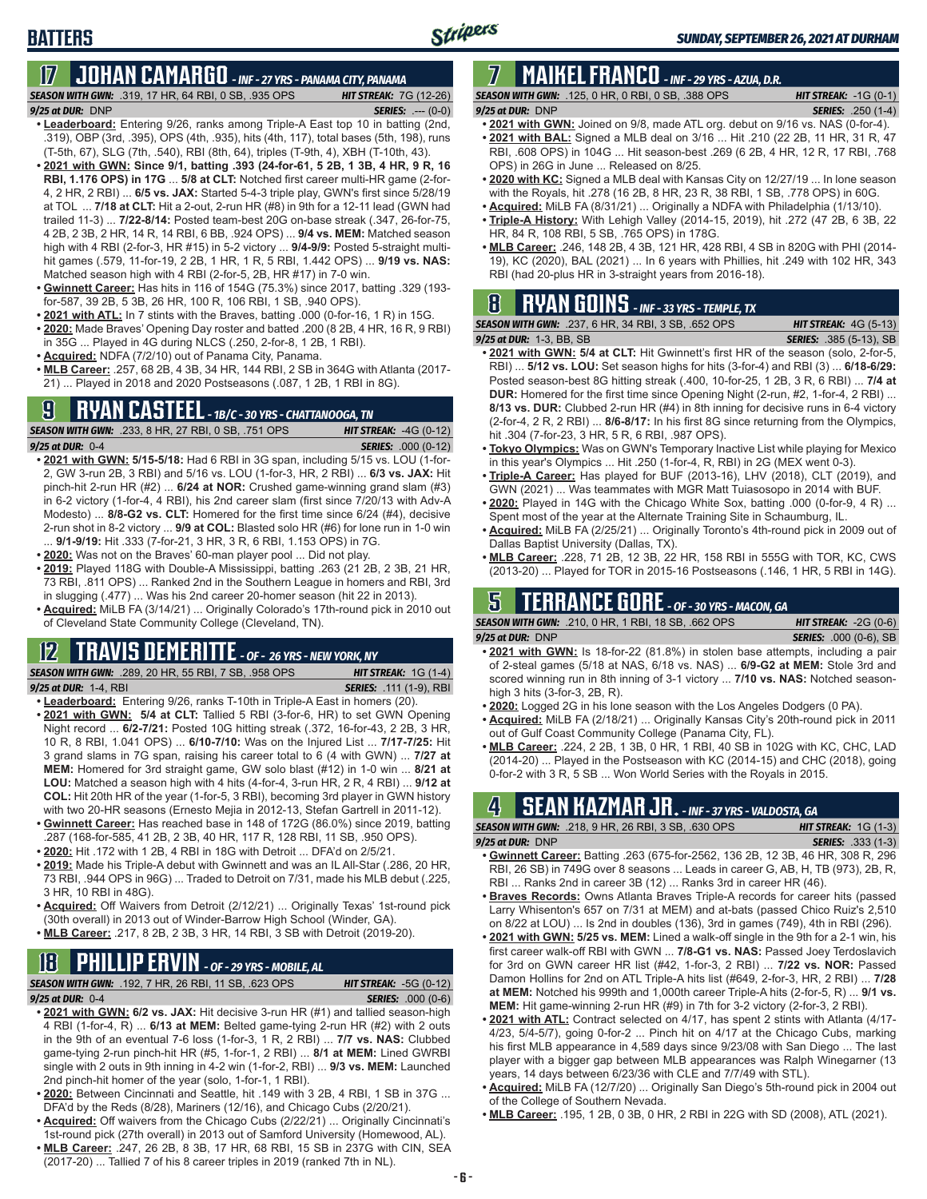## 17 JOHAN CAMARGO - INF - 27 YRS - PANAMA CITY, PANAMA

**SEASON WITH GWN:** .319, 17 HR, 64 RBI, 0 SB, .935 OPS **HIT STREAK:** 7G (12-26)
*9/25 at DUR:* DNP **SERIES:** .--- (0-0)

- **Leaderboard:** Entering 9/26, ranks among Triple-A East top 10 in batting (2nd, .319), OBP (3rd, .395), OPS (4th, .935), hits (4th, 117), total bases (5th, 198), runs (T-5th, 67), SLG (7th, .540), RBI (8th, 64), triples (T-9th, 4), XBH (T-10th, 43).
- **2021 with GWN: Since 9/1, batting .393 (24-for-61, 5 2B, 1 3B, 4 HR, 9 R, 16 RBI, 1.176 OPS) in 17G** ... **5/8 at CLT:** Notched first career multi-HR game (2-for-4, 2 HR, 2 RBI) ... **6/5 vs. JAX:** Started 5-4-3 triple play, GWN's first since 5/28/19 at TOL ... **7/18 at CLT:** Hit a 2-out, 2-run HR (#8) in 9th for a 12-11 lead (GWN had trailed 11-3) ... **7/22-8/14:** Posted team-best 20G on-base streak (.347, 26-for-75, 4 2B, 2 3B, 2 HR, 14 R, 14 RBI, 6 BB, .924 OPS) ... **9/4 vs. MEM:** Matched season high with 4 RBI (2-for-3, HR #15) in 5-2 victory ... **9/4-9/9:** Posted 5-straight multi-hit games (.579, 11-for-19, 2 2B, 1 HR, 1 R, 5 RBI, 1.442 OPS) ... **9/19 vs. NAS:** Matched season high with 4 RBI (2-for-5, 2B, HR #17) in 7-0 win.
- **Gwinnett Career:** Has hits in 116 of 154G (75.3%) since 2017, batting .329 (193-for-587, 39 2B, 5 3B, 26 HR, 100 R, 106 RBI, 1 SB, .940 OPS).
- **2021 with ATL:** In 7 stints with the Braves, batting .000 (0-for-16, 1 R) in 15G.
- **2020:** Made Braves' Opening Day roster and batted .200 (8 2B, 4 HR, 16 R, 9 RBI) in 35G ... Played in 4G during NLCS (.250, 2-for-8, 1 2B, 1 RBI).
- **Acquired:** NDFA (7/2/10) out of Panama City, Panama.
- **MLB Career:** .257, 68 2B, 4 3B, 34 HR, 144 RBI, 2 SB in 364G with Atlanta (2017-21) ... Played in 2018 and 2020 Postseasons (.087, 1 2B, 1 RBI in 8G).

## 9 RYAN CASTEEL - 1B/C - 30 YRS - CHATTANOOGA, TN

**SEASON WITH GWN:** .233, 8 HR, 27 RBI, 0 SB, .751 OPS **HIT STREAK:** -4G (0-12)
*9/25 at DUR:* 0-4 **SERIES:** .000 (0-12)

- **2021 with GWN: 5/15-5/18:** Had 6 RBI in 3G span, including 5/15 vs. LOU (1-for-2, GW 3-run 2B, 3 RBI) and 5/16 vs. LOU (1-for-3, HR, 2 RBI) ... **6/3 vs. JAX:** Hit pinch-hit 2-run HR (#2) ... **6/24 at NOR:** Crushed game-winning grand slam (#3) in 6-2 victory (1-for-4, 4 RBI), his 2nd career slam (first since 7/20/13 with Adv-A Modesto) ... **8/8-G2 vs. CLT:** Homered for the first time since 6/24 (#4), decisive 2-run shot in 8-2 victory ... **9/9 at COL:** Blasted solo HR (#6) for lone run in 1-0 win ... **9/1-9/19:** Hit .333 (7-for-21, 3 HR, 3 R, 6 RBI, 1.153 OPS) in 7G.
- **2020:** Was not on the Braves' 60-man player pool ... Did not play.
- **2019:** Played 118G with Double-A Mississippi, batting .263 (21 2B, 2 3B, 21 HR, 73 RBI, .811 OPS) ... Ranked 2nd in the Southern League in homers and RBI, 3rd in slugging (.477) ... Was his 2nd career 20-homer season (hit 22 in 2013).
- **Acquired:** MiLB FA (3/14/21) ... Originally Colorado's 17th-round pick in 2010 out of Cleveland State Community College (Cleveland, TN).

## 12 TRAVIS DEMERITTE - OF - 26 YRS - NEW YORK, NY

**SEASON WITH GWN:** .289, 20 HR, 55 RBI, 7 SB, .958 OPS **HIT STREAK:** 1G (1-4)
*9/25 at DUR:* 1-4, RBI **SERIES:** .111 (1-9), RBI

- **Leaderboard:** Entering 9/26, ranks T-10th in Triple-A East in homers (20).
- **2021 with GWN: 5/4 at CLT:** Tallied 5 RBI (3-for-6, HR) to set GWN Opening Night record ... **6/2-7/21:** Posted 10G hitting streak (.372, 16-for-43, 2 2B, 3 HR, 10 R, 8 RBI, 1.041 OPS) ... **6/10-7/10:** Was on the Injured List ... **7/17-7/25:** Hit 3 grand slams in 7G span, raising his career total to 6 (4 with GWN) ... **7/27 at MEM:** Homered for 3rd straight game, GW solo blast (#12) in 1-0 win ... **8/21 at LOU:** Matched a season high with 4 hits (4-for-4, 3-run HR, 2 R, 4 RBI) ... **9/12 at COL:** Hit 20th HR of the year (1-for-5, 3 RBI), becoming 3rd player in GWN history with two 20-HR seasons (Ernesto Mejia in 2012-13, Stefan Gartrell in 2011-12).
- **Gwinnett Career:** Has reached base in 148 of 172G (86.0%) since 2019, batting .287 (168-for-585, 41 2B, 2 3B, 40 HR, 117 R, 128 RBI, 11 SB, .950 OPS).
- **2020:** Hit .172 with 1 2B, 4 RBI in 18G with Detroit ... DFA'd on 2/5/21.
- **2019:** Made his Triple-A debut with Gwinnett and was an IL All-Star (.286, 20 HR, 73 RBI, .944 OPS in 96G) ... Traded to Detroit on 7/31, made his MLB debut (.225, 3 HR, 10 RBI in 48G).
- **Acquired:** Off Waivers from Detroit (2/12/21) ... Originally Texas' 1st-round pick (30th overall) in 2013 out of Winder-Barrow High School (Winder, GA).
- **MLB Career:** .217, 8 2B, 2 3B, 3 HR, 14 RBI, 3 SB with Detroit (2019-20).

## 18 PHILLIP ERVIN - OF - 29 YRS - MOBILE, AL

**SEASON WITH GWN:** .192, 7 HR, 26 RBI, 11 SB, .623 OPS **HIT STREAK:** -5G (0-12)
*9/25 at DUR:* 0-4 **SERIES:** .000 (0-6)

- **2021 with GWN: 6/2 vs. JAX:** Hit decisive 3-run HR (#1) and tallied season-high 4 RBI (1-for-4, R) ... **6/13 at MEM:** Belted game-tying 2-run HR (#2) with 2 outs in the 9th of an eventual 7-6 loss (1-for-3, 1 R, 2 RBI) ... **7/7 vs. NAS:** Clubbed game-tying 2-run pinch-hit HR (#5, 1-for-1, 2 RBI) ... **8/1 at MEM:** Lined GWRBI single with 2 outs in 9th inning in 4-2 win (1-for-2, RBI) ... **9/3 vs. MEM:** Launched 2nd pinch-hit homer of the year (solo, 1-for-1, 1 RBI).
- **2020:** Between Cincinnati and Seattle, hit .149 with 3 2B, 4 RBI, 1 SB in 37G ... DFA'd by the Reds (8/28), Mariners (12/16), and Chicago Cubs (2/20/21).
- **Acquired:** Off waivers from the Chicago Cubs (2/22/21) ... Originally Cincinnati's 1st-round pick (27th overall) in 2013 out of Samford University (Homewood, AL).
- **MLB Career:** .247, 26 2B, 8 3B, 17 HR, 68 RBI, 15 SB in 237G with CIN, SEA (2017-20) ... Tallied 7 of his 8 career triples in 2019 (ranked 7th in NL).

## 7 MAIKEL FRANCO - INF - 29 YRS - AZUA, D.R.

**SEASON WITH GWN:** .125, 0 HR, 0 RBI, 0 SB, .388 OPS **HIT STREAK:** -1G (0-1)
*9/25 at DUR:* DNP **SERIES:** .250 (1-4)

- **2021 with GWN:** Joined on 9/8, made ATL org. debut on 9/16 vs. NAS (0-for-4).
- **2021 with BAL:** Signed a MLB deal on 3/16 ... Hit .210 (22 2B, 11 HR, 31 R, 47 RBI, .608 OPS) in 104G ... Hit season-best .269 (6 2B, 4 HR, 12 R, 17 RBI, .768 OPS) in 26G in June ... Released on 8/25.
- **2020 with KC:** Signed a MLB deal with Kansas City on 12/27/19 ... In lone season with the Royals, hit .278 (16 2B, 8 HR, 23 R, 38 RBI, 1 SB, .778 OPS) in 60G.
- **Acquired:** MiLB FA (8/31/21) ... Originally a NDFA with Philadelphia (1/13/10).
- **Triple-A History:** With Lehigh Valley (2014-15, 2019), hit .272 (47 2B, 6 3B, 22 HR, 84 R, 108 RBI, 5 SB, .765 OPS) in 178G.
- **MLB Career:** .246, 148 2B, 4 3B, 121 HR, 428 RBI, 4 SB in 820G with PHI (2014-19), KC (2020), BAL (2021) ... In 6 years with Phillies, hit .249 with 102 HR, 343 RBI (had 20-plus HR in 3-straight years from 2016-18).

## 8 RYAN GOINS - INF - 33 YRS - TEMPLE, TX

**SEASON WITH GWN:** .237, 6 HR, 34 RBI, 3 SB, .652 OPS **HIT STREAK:** 4G (5-13)
*9/25 at DUR:* 1-3, BB, SB **SERIES:** .385 (5-13), SB

- **2021 with GWN: 5/4 at CLT:** Hit Gwinnett's first HR of the season (solo, 2-for-5, RBI) ... **5/12 vs. LOU:** Set season highs for hits (3-for-4) and RBI (3) ... **6/18-6/29:** Posted season-best 8G hitting streak (.400, 10-for-25, 1 2B, 3 R, 6 RBI) ... **7/4 at DUR:** Homered for the first time since Opening Night (2-run, #2, 1-for-4, 2 RBI) ... **8/13 vs. DUR:** Clubbed 2-run HR (#4) in 8th inning for decisive runs in 6-4 victory (2-for-4, 2 R, 2 RBI) ... **8/6-8/17:** In his first 8G since returning from the Olympics, hit .304 (7-for-23, 3 HR, 5 R, 6 RBI, .987 OPS).
- **Tokyo Olympics:** Was on GWN's Temporary Inactive List while playing for Mexico in this year's Olympics ... Hit .250 (1-for-4, R, RBI) in 2G (MEX went 0-3).
- **Triple-A Career:** Has played for BUF (2013-16), LHV (2018), CLT (2019), and GWN (2021) ... Was teammates with MGR Matt Tuiasosopo in 2014 with BUF.
- **2020:** Played in 14G with the Chicago White Sox, batting .000 (0-for-9, 4 R) ... Spent most of the year at the Alternate Training Site in Schaumburg, IL.
- **Acquired:** MiLB FA (2/25/21) ... Originally Toronto's 4th-round pick in 2009 out of Dallas Baptist University (Dallas, TX).
- **MLB Career:** .228, 71 2B, 12 3B, 22 HR, 158 RBI in 555G with TOR, KC, CWS (2013-20) ... Played for TOR in 2015-16 Postseasons (.146, 1 HR, 5 RBI in 14G).

## 5 TERRANCE GORE - OF - 30 YRS - MACON, GA

**SEASON WITH GWN:** .210, 0 HR, 1 RBI, 18 SB, .662 OPS **HIT STREAK:** -2G (0-6)
*9/25 at DUR:* DNP **SERIES:** .000 (0-6), SB

- **2021 with GWN:** Is 18-for-22 (81.8%) in stolen base attempts, including a pair of 2-steal games (5/18 at NAS, 6/18 vs. NAS) ... **6/9-G2 at MEM:** Stole 3rd and scored winning run in 8th inning of 3-1 victory ... **7/10 vs. NAS:** Notched season-high 3 hits (3-for-3, 2B, R).
- **2020:** Logged 2G in his lone season with the Los Angeles Dodgers (0 PA).
- **Acquired:** MiLB FA (2/18/21) ... Originally Kansas City's 20th-round pick in 2011 out of Gulf Coast Community College (Panama City, FL).
- **MLB Career:** .224, 2 2B, 1 3B, 0 HR, 1 RBI, 40 SB in 102G with KC, CHC, LAD (2014-20) ... Played in the Postseason with KC (2014-15) and CHC (2018), going 0-for-2 with 3 R, 5 SB ... Won World Series with the Royals in 2015.

## 4 SEAN KAZMAR JR. - INF - 37 YRS - VALDOSTA, GA

**SEASON WITH GWN:** .218, 9 HR, 26 RBI, 3 SB, .630 OPS **HIT STREAK:** 1G (1-3)
*9/25 at DUR:* DNP **SERIES:** .333 (1-3)

- **Gwinnett Career:** Batting .263 (675-for-2562, 136 2B, 12 3B, 46 HR, 308 R, 296 RBI, 26 SB) in 749G over 8 seasons ... Leads in career G, AB, H, TB (973), 2B, R, RBI ... Ranks 2nd in career 3B (12) ... Ranks 3rd in career HR (46).
- **Braves Records:** Owns Atlanta Braves Triple-A records for career hits (passed Larry Whisenton's 657 on 7/31 at MEM) and at-bats (passed Chico Ruiz's 2,510 on 8/22 at LOU) ... Is 2nd in doubles (136), 3rd in games (749), 4th in RBI (296).
- **2021 with GWN: 5/25 vs. MEM:** Lined a walk-off single in the 9th for a 2-1 win, his first career walk-off RBI with GWN ... **7/8-G1 vs. NAS:** Passed Joey Terdoslavich for 3rd on GWN career HR list (#42, 1-for-3, 2 RBI) ... **7/22 vs. NOR:** Passed Damon Hollins for 2nd on ATL Triple-A hits list (#649, 2-for-3, HR, 2 RBI) ... **7/28 at MEM:** Notched his 999th and 1,000th career Triple-A hits (2-for-5, R) ... **9/1 vs. MEM:** Hit game-winning 2-run HR (#9) in 7th for 3-2 victory (2-for-3, 2 RBI).
- **2021 with ATL:** Contract selected on 4/17, has spent 2 stints with Atlanta (4/17-4/23, 5/4-5/7), going 0-for-2 ... Pinch hit on 4/17 at the Chicago Cubs, marking his first MLB appearance in 4,589 days since 9/23/08 with San Diego ... The last player with a bigger gap between MLB appearances was Ralph Winegarner (13 years, 14 days between 6/23/36 with CLE and 7/7/49 with STL).
- **Acquired:** MiLB FA (12/7/20) ... Originally San Diego's 5th-round pick in 2004 out of the College of Southern Nevada.
- **MLB Career:** .195, 1 2B, 0 3B, 0 HR, 2 RBI in 22G with SD (2008), ATL (2021).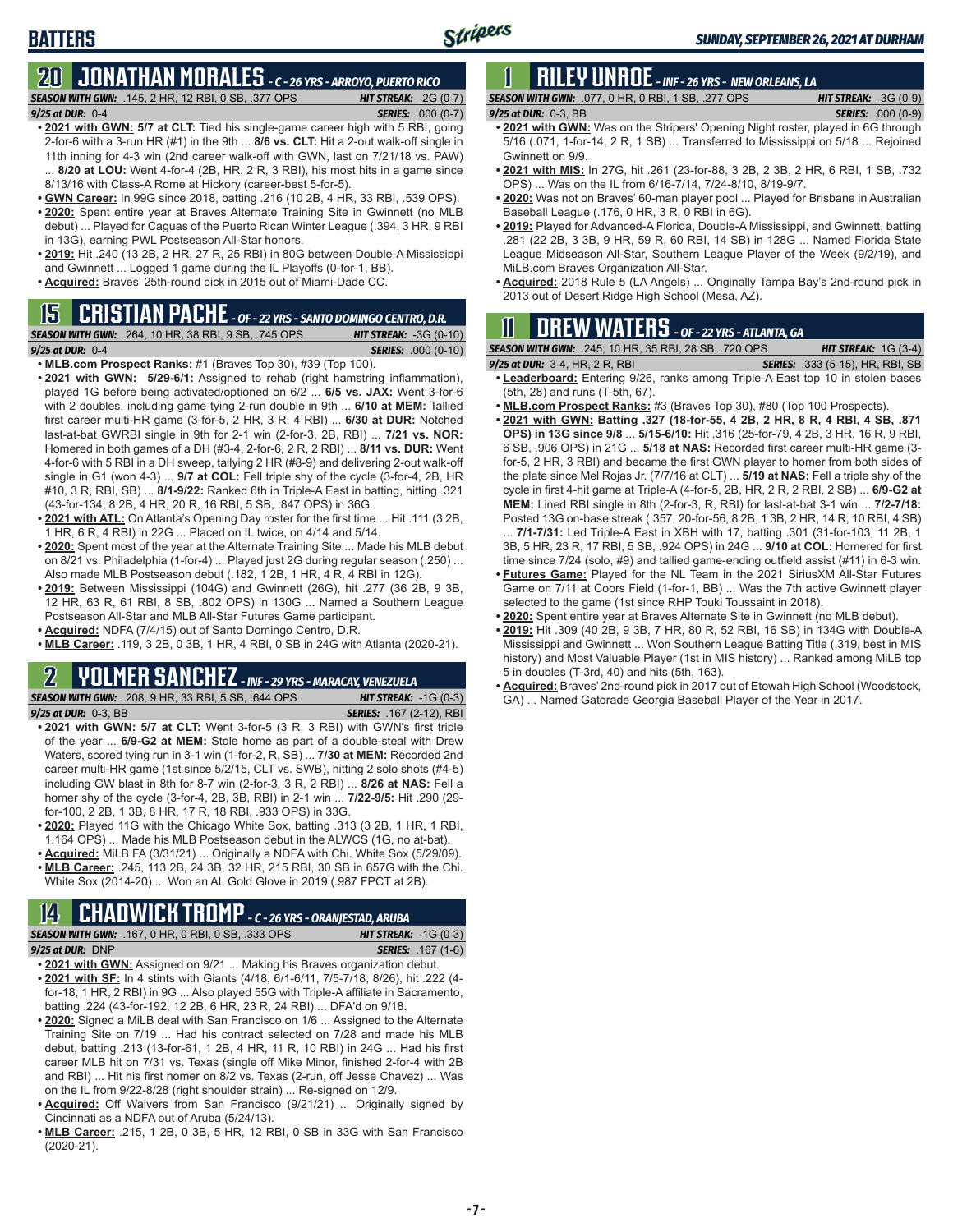# BATTERS

## 20 JONATHAN MORALES - C - 26 YRS - ARROYO, PUERTO RICO

**SEASON WITH GWN:** .145, 2 HR, 12 RBI, 0 SB, .377 OPS **HIT STREAK:** -2G (0-7)
**9/25 at DUR:** 0-4 **SERIES:** .000 (0-7)

- **2021 with GWN:** 5/7 at CLT: Tied his single-game career high with 5 RBI, going 2-for-6 with a 3-run HR (#1) in the 9th ... **8/6 vs. CLT:** Hit a 2-out walk-off single in 11th inning for 4-3 win (2nd career walk-off with GWN, last on 7/21/18 vs. PAW) ... **8/20 at LOU:** Went 4-for-4 (2B, HR, 2 R, 3 RBI), his most hits in a game since 8/13/16 with Class-A Rome at Hickory (career-best 5-for-5).
- **GWN Career:** In 99G since 2018, batting .216 (10 2B, 4 HR, 33 RBI, .539 OPS).
- **2020:** Spent entire year at Braves Alternate Training Site in Gwinnett (no MLB debut) ... Played for Caguas of the Puerto Rican Winter League (.394, 3 HR, 9 RBI in 13G), earning PWL Postseason All-Star honors.
- **2019:** Hit .240 (13 2B, 2 HR, 27 R, 25 RBI) in 80G between Double-A Mississippi and Gwinnett ... Logged 1 game during the IL Playoffs (0-for-1, BB).
- **Acquired:** Braves' 25th-round pick in 2015 out of Miami-Dade CC.

## 15 CRISTIAN PACHE - OF - 22 YRS - SANTO DOMINGO CENTRO, D.R.

**SEASON WITH GWN:** .264, 10 HR, 38 RBI, 9 SB, .745 OPS **HIT STREAK:** -3G (0-10)
**9/25 at DUR:** 0-4 **SERIES:** .000 (0-10)

- **MLB.com Prospect Ranks:** #1 (Braves Top 30), #39 (Top 100).
- **2021 with GWN:** 5/29-6/1: Assigned to rehab (right hamstring inflammation), played 1G before being activated/optioned on 6/2 ... **6/5 vs. JAX:** Went 3-for-6 with 2 doubles, including game-tying 2-run double in 9th ... **6/10 at MEM:** Tallied first career multi-HR game (3-for-5, 2 HR, 3 R, 4 RBI) ... **6/30 at DUR:** Notched last-at-bat GWRBI single in 9th for 2-1 win (2-for-3, 2B, RBI) ... **7/21 vs. NOR:** Homered in both games of a DH (#3-4, 2-for-6, 2 R, 2 RBI) ... **8/11 vs. DUR:** Went 4-for-6 with 5 RBI in a DH sweep, tallying 2 HR (#8-9) and delivering 2-out walk-off single in G1 (won 4-3) ... **9/7 at COL:** Fell triple shy of the cycle (3-for-4, 2B, HR #10, 3 R, RBI, SB) ... **8/1-9/22:** Ranked 6th in Triple-A East in batting, hitting .321 (43-for-134, 8 2B, 4 HR, 20 R, 16 RBI, 5 SB, .847 OPS) in 36G.
- **2021 with ATL:** On Atlanta's Opening Day roster for the first time ... Hit .111 (3 2B, 1 HR, 6 R, 4 RBI) in 22G ... Placed on IL twice, on 4/14 and 5/14.
- **2020:** Spent most of the year at the Alternate Training Site ... Made his MLB debut on 8/21 vs. Philadelphia (1-for-4) ... Played just 2G during regular season (.250) ... Also made MLB Postseason debut (.182, 1 2B, 1 HR, 4 R, 4 RBI in 12G).
- **2019:** Between Mississippi (104G) and Gwinnett (26G), hit .277 (36 2B, 9 3B, 12 HR, 63 R, 61 RBI, 8 SB, .802 OPS) in 130G ... Named a Southern League Postseason All-Star and MLB All-Star Futures Game participant.
- **Acquired:** NDFA (7/4/15) out of Santo Domingo Centro, D.R.
- **MLB Career:** .119, 3 2B, 0 3B, 1 HR, 4 RBI, 0 SB in 24G with Atlanta (2020-21).

## 2 YOLMER SANCHEZ - INF - 29 YRS - MARACAY, VENEZUELA

**SEASON WITH GWN:** .208, 9 HR, 33 RBI, 5 SB, .644 OPS **HIT STREAK:** -1G (0-3)
**9/25 at DUR:** 0-3, BB **SERIES:** .167 (2-12), RBI

- **2021 with GWN:** 5/7 at CLT: Went 3-for-5 (3 R, 3 RBI) with GWN's first triple of the year ... **6/9-G2 at MEM:** Stole home as part of a double-steal with Drew Waters, scored tying run in 3-1 win (1-for-2, R, SB) ... **7/30 at MEM:** Recorded 2nd career multi-HR game (1st since 5/2/15, CLT vs. SWB), hitting 2 solo shots (#4-5) including GW blast in 8th for 8-7 win (2-for-3, 3 R, 2 RBI) ... **8/26 at NAS:** Fell a homer shy of the cycle (3-for-4, 2B, 3B, RBI) in 2-1 win ... **7/22-9/5:** Hit .290 (29-for-100, 2 2B, 1 3B, 8 HR, 17 R, 18 RBI, .933 OPS) in 33G.
- **2020:** Played 11G with the Chicago White Sox, batting .313 (3 2B, 1 HR, 1 RBI, 1.164 OPS) ... Made his MLB Postseason debut in the ALWCS (1G, no at-bat).
- **Acquired:** MiLB FA (3/31/21) ... Originally a NDFA with Chi. White Sox (5/29/09).
- **MLB Career:** .245, 113 2B, 24 3B, 32 HR, 215 RBI, 30 SB in 657G with the Chi. White Sox (2014-20) ... Won an AL Gold Glove in 2019 (.987 FPCT at 2B).

## 14 CHADWICK TROMP - C - 26 YRS - ORANJESTAD, ARUBA

**SEASON WITH GWN:** .167, 0 HR, 0 RBI, 0 SB, .333 OPS **HIT STREAK:** -1G (0-3)
**9/25 at DUR:** DNP **SERIES:** .167 (1-6)

- **2021 with GWN:** Assigned on 9/21 ... Making his Braves organization debut.
- **2021 with SF:** In 4 stints with Giants (4/18, 6/1-6/11, 7/5-7/18, 8/26), hit .222 (4-for-18, 1 HR, 2 RBI) in 9G ... Also played 55G with Triple-A affiliate in Sacramento, batting .224 (43-for-192, 12 2B, 6 HR, 23 R, 24 RBI) ... DFA'd on 9/18.
- **2020:** Signed a MiLB deal with San Francisco on 1/6 ... Assigned to the Alternate Training Site on 7/19 ... Had his contract selected on 7/28 and made his MLB debut, batting .213 (13-for-61, 1 2B, 4 HR, 11 R, 10 RBI) in 24G ... Had his first career MLB hit on 7/31 vs. Texas (single off Mike Minor, finished 2-for-4 with 2B and RBI) ... Hit his first homer on 8/2 vs. Texas (2-run, off Jesse Chavez) ... Was on the IL from 9/22-8/28 (right shoulder strain) ... Re-signed on 12/9.
- **Acquired:** Off Waivers from San Francisco (9/21/21) ... Originally signed by Cincinnati as a NDFA out of Aruba (5/24/13).
- **MLB Career:** .215, 1 2B, 0 3B, 5 HR, 12 RBI, 0 SB in 33G with San Francisco (2020-21).

## 1 RILEY UNROE - INF - 26 YRS - NEW ORLEANS, LA

**SEASON WITH GWN:** .077, 0 HR, 0 RBI, 1 SB, .277 OPS **HIT STREAK:** -3G (0-9)
**9/25 at DUR:** 0-3, BB **SERIES:** .000 (0-9)

- **2021 with GWN:** Was on the Stripers' Opening Night roster, played in 6G through 5/16 (.071, 1-for-14, 2 R, 1 SB) ... Transferred to Mississippi on 5/18 ... Rejoined Gwinnett on 9/9.
- **2021 with MIS:** In 27G, hit .261 (23-for-88, 3 2B, 2 3B, 2 HR, 6 RBI, 1 SB, .732 OPS) ... Was on the IL from 6/16-7/14, 7/24-8/10, 8/19-9/7.
- **2020:** Was not on Braves' 60-man player pool ... Played for Brisbane in Australian Baseball League (.176, 0 HR, 3 R, 0 RBI in 6G).
- **2019:** Played for Advanced-A Florida, Double-A Mississippi, and Gwinnett, batting .281 (22 2B, 3 3B, 9 HR, 59 R, 60 RBI, 14 SB) in 128G ... Named Florida State League Midseason All-Star, Southern League Player of the Week (9/2/19), and MiLB.com Braves Organization All-Star.
- **Acquired:** 2018 Rule 5 (LA Angels) ... Originally Tampa Bay's 2nd-round pick in 2013 out of Desert Ridge High School (Mesa, AZ).

## 11 DREW WATERS - OF - 22 YRS - ATLANTA, GA

**SEASON WITH GWN:** .245, 10 HR, 35 RBI, 28 SB, .720 OPS **HIT STREAK:** 1G (3-4)
**9/25 at DUR:** 3-4, HR, 2 R, RBI **SERIES:** .333 (5-15), HR, RBI, SB

- **Leaderboard:** Entering 9/26, ranks among Triple-A East top 10 in stolen bases (5th, 28) and runs (T-5th, 67).
- **MLB.com Prospect Ranks:** #3 (Braves Top 30), #80 (Top 100 Prospects).
- **2021 with GWN: Batting .327 (18-for-55, 4 2B, 2 HR, 8 R, 4 RBI, 4 SB, .871 OPS) in 13G since 9/8** ... **5/15-6/10:** Hit .316 (25-for-79, 4 2B, 3 HR, 16 R, 9 RBI, 6 SB, .906 OPS) in 21G ... **5/18 at NAS:** Recorded first career multi-HR game (3-for-5, 2 HR, 3 RBI) and became the first GWN player to homer from both sides of the plate since Mel Rojas Jr. (7/7/16 at CLT) ... **5/19 at NAS:** Fell a triple shy of the cycle in first 4-hit game at Triple-A (4-for-5, 2B, HR, 2 R, 2 RBI, 2 SB) ... **6/9-G2 at MEM:** Lined RBI single in 8th (2-for-3, R, RBI) for last-at-bat 3-1 win ... **7/2-7/18:** Posted 13G on-base streak (.357, 20-for-56, 8 2B, 1 3B, 2 HR, 14 R, 10 RBI, 4 SB) ... **7/1-7/31:** Led Triple-A East in XBH with 17, batting .301 (31-for-103, 11 2B, 1 3B, 5 HR, 23 R, 17 RBI, 5 SB, .924 OPS) in 24G ... **9/10 at COL:** Homered for first time since 7/24 (solo, #9) and tallied game-ending outfield assist (#11) in 6-3 win.
- **Futures Game:** Played for the NL Team in the 2021 SiriusXM All-Star Futures Game on 7/11 at Coors Field (1-for-1, BB) ... Was the 7th active Gwinnett player selected to the game (1st since RHP Touki Toussaint in 2018).
- **2020:** Spent entire year at Braves Alternate Site in Gwinnett (no MLB debut).
- **2019:** Hit .309 (40 2B, 9 3B, 7 HR, 80 R, 52 RBI, 16 SB) in 134G with Double-A Mississippi and Gwinnett ... Won Southern League Batting Title (.319, best in MIS history) and Most Valuable Player (1st in MIS history) ... Ranked among MiLB top 5 in doubles (T-3rd, 40) and hits (5th, 163).
- **Acquired:** Braves' 2nd-round pick in 2017 out of Etowah High School (Woodstock, GA) ... Named Gatorade Georgia Baseball Player of the Year in 2017.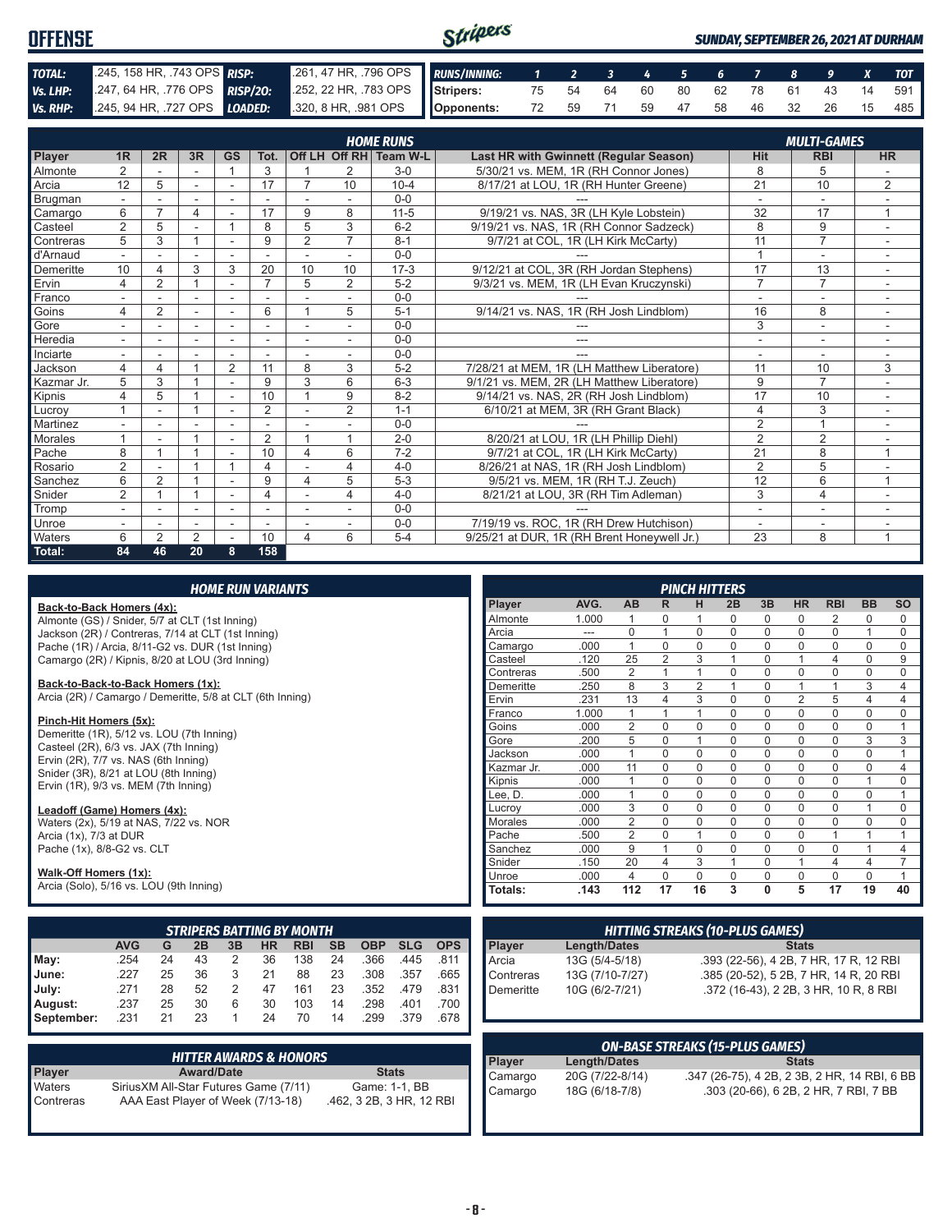# OFFENSE

*SUNDAY, SEPTEMBER 26, 2021 AT DURHAM*

| | | | |
|---|---|---|---|
| **TOTAL:** | .245, 158 HR, .743 OPS | **RISP:** | .261, 47 HR, .796 OPS |
| **Vs. LHP:** | .247, 64 HR, .776 OPS | **RISP/2O:** | .252, 22 HR, .783 OPS |
| **Vs. RHP:** | .245, 94 HR, .727 OPS | **LOADED:** | .320, 8 HR, .981 OPS |

| RUNS/INNING: | 1 | 2 | 3 | 4 | 5 | 6 | 7 | 8 | 9 | X | TOT |
|---|---|---|---|---|---|---|---|---|---|---|---|
| Stripers: | 75 | 54 | 64 | 60 | 80 | 62 | 78 | 61 | 43 | 14 | 591 |
| Opponents: | 72 | 59 | 71 | 59 | 47 | 58 | 46 | 32 | 26 | 15 | 485 |

## HOME RUNS / MULTI-GAMES

| Player | 1R | 2R | 3R | GS | Tot. | Off LH | Off RH | Team W-L | Last HR with Gwinnett (Regular Season) | Hit | RBI | HR |
|---|---|---|---|---|---|---|---|---|---|---|---|---|
| Almonte | 2 | - | - | 1 | 3 | 1 | 2 | 3-0 | 5/30/21 vs. MEM, 1R (RH Connor Jones) | 8 | 5 | - |
| Arcia | 12 | 5 | - | - | 17 | 7 | 10 | 10-4 | 8/17/21 at LOU, 1R (RH Hunter Greene) | 21 | 10 | 2 |
| Brugman | - | - | - | - | - | - | - | 0-0 | --- | - | - | - |
| Camargo | 6 | 7 | 4 | - | 17 | 9 | 8 | 11-5 | 9/19/21 vs. NAS, 3R (LH Kyle Lobstein) | 32 | 17 | 1 |
| Casteel | 2 | 5 | - | 1 | 8 | 5 | 3 | 6-2 | 9/19/21 vs. NAS, 1R (RH Connor Sadzeck) | 8 | 9 | - |
| Contreras | 5 | 3 | 1 | - | 9 | 2 | 7 | 8-1 | 9/7/21 at COL, 1R (LH Kirk McCarty) | 11 | 7 | - |
| d'Arnaud | - | - | - | - | - | - | - | 0-0 | --- | 1 | - | - |
| Demeritte | 10 | 4 | 3 | 3 | 20 | 10 | 10 | 17-3 | 9/12/21 at COL, 3R (RH Jordan Stephens) | 17 | 13 | - |
| Ervin | 4 | 2 | 1 | - | 7 | 5 | 2 | 5-2 | 9/3/21 vs. MEM, 1R (LH Evan Kruczynski) | 7 | 7 | - |
| Franco | - | - | - | - | - | - | - | 0-0 | --- | - | - | - |
| Goins | 4 | 2 | - | - | 6 | 1 | 5 | 5-1 | 9/14/21 vs. NAS, 1R (RH Josh Lindblom) | 16 | 8 | - |
| Gore | - | - | - | - | - | - | - | 0-0 | --- | 3 | - | - |
| Heredia | - | - | - | - | - | - | - | 0-0 | --- | - | - | - |
| Inciarte | - | - | - | - | - | - | - | 0-0 | --- | - | - | - |
| Jackson | 4 | 4 | 1 | 2 | 11 | 8 | 3 | 5-2 | 7/28/21 at MEM, 1R (LH Matthew Liberatore) | 11 | 10 | 3 |
| Kazmar Jr. | 5 | 3 | 1 | - | 9 | 3 | 6 | 6-3 | 9/1/21 vs. MEM, 2R (LH Matthew Liberatore) | 9 | 7 | - |
| Kipnis | 4 | 5 | 1 | - | 10 | 1 | 9 | 8-2 | 9/14/21 vs. NAS, 2R (RH Josh Lindblom) | 17 | 10 | - |
| Lucroy | 1 | - | 1 | - | 2 | - | 2 | 1-1 | 6/10/21 at MEM, 3R (RH Grant Black) | 4 | 3 | - |
| Martinez | - | - | - | - | - | - | - | 0-0 | --- | 2 | 1 | - |
| Morales | 1 | - | 1 | - | 2 | 1 | 1 | 2-0 | 8/20/21 at LOU, 1R (LH Phillip Diehl) | 2 | 2 | - |
| Pache | 8 | 1 | 1 | - | 10 | 4 | 6 | 7-2 | 9/7/21 at COL, 1R (LH Kirk McCarty) | 21 | 8 | 1 |
| Rosario | 2 | - | 1 | 1 | 4 | - | 4 | 4-0 | 8/26/21 at NAS, 1R (RH Josh Lindblom) | 2 | 5 | - |
| Sanchez | 6 | 2 | 1 | - | 9 | 4 | 5 | 5-3 | 9/5/21 vs. MEM, 1R (RH T.J. Zeuch) | 12 | 6 | 1 |
| Snider | 2 | 1 | 1 | - | 4 | - | 4 | 4-0 | 8/21/21 at LOU, 3R (RH Tim Adleman) | 3 | 4 | - |
| Tromp | - | - | - | - | - | - | - | 0-0 | --- | - | - | - |
| Unroe | - | - | - | - | - | - | - | 0-0 | 7/19/19 vs. ROC, 1R (RH Drew Hutchison) | - | - | - |
| Waters | 6 | 2 | 2 | - | 10 | 4 | 6 | 5-4 | 9/25/21 at DUR, 1R (RH Brent Honeywell Jr.) | 23 | 8 | 1 |
| Total: | 84 | 46 | 20 | 8 | 158 | | | | | | | |

## HOME RUN VARIANTS

**Back-to-Back Homers (4x):**
Almonte (GS) / Snider, 5/7 at CLT (1st Inning)
Jackson (2R) / Contreras, 7/14 at CLT (1st Inning)
Pache (1R) / Arcia, 8/11-G2 vs. DUR (1st Inning)
Camargo (2R) / Kipnis, 8/20 at LOU (3rd Inning)

**Back-to-Back-to-Back Homers (1x):**
Arcia (2R) / Camargo / Demeritte, 5/8 at CLT (6th Inning)

**Pinch-Hit Homers (5x):**
Demeritte (1R), 5/12 vs. LOU (7th Inning)
Casteel (2R), 6/3 vs. JAX (7th Inning)
Ervin (2R), 7/7 vs. NAS (6th Inning)
Snider (3R), 8/21 at LOU (8th Inning)
Ervin (1R), 9/3 vs. MEM (7th Inning)

**Leadoff (Game) Homers (4x):**
Waters (2x), 5/19 at NAS, 7/22 vs. NOR
Arcia (1x), 7/3 at DUR
Pache (1x), 8/8-G2 vs. CLT

**Walk-Off Homers (1x):**
Arcia (Solo), 5/16 vs. LOU (9th Inning)

## PINCH HITTERS

| Player | AVG. | AB | R | H | 2B | 3B | HR | RBI | BB | SO |
|---|---|---|---|---|---|---|---|---|---|---|
| Almonte | 1.000 | 1 | 0 | 1 | 0 | 0 | 0 | 2 | 0 | 0 |
| Arcia | --- | 0 | 1 | 0 | 0 | 0 | 0 | 0 | 1 | 0 |
| Camargo | .000 | 1 | 0 | 0 | 0 | 0 | 0 | 0 | 0 | 0 |
| Casteel | .120 | 25 | 2 | 3 | 1 | 0 | 1 | 4 | 0 | 9 |
| Contreras | .500 | 2 | 1 | 1 | 0 | 0 | 0 | 0 | 0 | 0 |
| Demeritte | .250 | 8 | 3 | 2 | 1 | 0 | 1 | 1 | 3 | 4 |
| Ervin | .231 | 13 | 4 | 3 | 0 | 0 | 2 | 5 | 4 | 4 |
| Franco | 1.000 | 1 | 1 | 1 | 0 | 0 | 0 | 0 | 0 | 0 |
| Goins | .000 | 2 | 0 | 0 | 0 | 0 | 0 | 0 | 0 | 1 |
| Gore | .200 | 5 | 0 | 1 | 0 | 0 | 0 | 0 | 3 | 3 |
| Jackson | .000 | 1 | 0 | 0 | 0 | 0 | 0 | 0 | 0 | 1 |
| Kazmar Jr. | .000 | 11 | 0 | 0 | 0 | 0 | 0 | 0 | 0 | 4 |
| Kipnis | .000 | 1 | 0 | 0 | 0 | 0 | 0 | 0 | 1 | 0 |
| Lee, D. | .000 | 1 | 0 | 0 | 0 | 0 | 0 | 0 | 0 | 1 |
| Lucroy | .000 | 3 | 0 | 0 | 0 | 0 | 0 | 0 | 1 | 0 |
| Morales | .000 | 2 | 0 | 0 | 0 | 0 | 0 | 0 | 0 | 0 |
| Pache | .500 | 2 | 0 | 1 | 0 | 0 | 0 | 1 | 1 | 1 |
| Sanchez | .000 | 9 | 1 | 0 | 0 | 0 | 0 | 0 | 1 | 4 |
| Snider | .150 | 20 | 4 | 3 | 1 | 0 | 1 | 4 | 4 | 7 |
| Unroe | .000 | 4 | 0 | 0 | 0 | 0 | 0 | 0 | 0 | 1 |
| Totals: | .143 | 112 | 17 | 16 | 3 | 0 | 5 | 17 | 19 | 40 |

## STRIPERS BATTING BY MONTH

| | AVG | G | 2B | 3B | HR | RBI | SB | OBP | SLG | OPS |
|---|---|---|---|---|---|---|---|---|---|---|
| May: | .254 | 24 | 43 | 2 | 36 | 138 | 24 | .366 | .445 | .811 |
| June: | .227 | 25 | 36 | 3 | 21 | 88 | 23 | .308 | .357 | .665 |
| July: | .271 | 28 | 52 | 2 | 47 | 161 | 23 | .352 | .479 | .831 |
| August: | .237 | 25 | 30 | 6 | 30 | 103 | 14 | .298 | .401 | .700 |
| September: | .231 | 21 | 23 | 1 | 24 | 70 | 14 | .299 | .379 | .678 |

## HITTING STREAKS (10-PLUS GAMES)

| Player | Length/Dates | Stats |
|---|---|---|
| Arcia | 13G (5/4-5/18) | .393 (22-56), 4 2B, 7 HR, 17 R, 12 RBI |
| Contreras | 13G (7/10-7/27) | .385 (20-52), 5 2B, 7 HR, 14 R, 20 RBI |
| Demeritte | 10G (6/2-7/21) | .372 (16-43), 2 2B, 3 HR, 10 R, 8 RBI |

## HITTER AWARDS & HONORS

| Player | Award/Date | Stats |
|---|---|---|
| Waters | SiriusXM All-Star Futures Game (7/11) | Game: 1-1, BB |
| Contreras | AAA East Player of Week (7/13-18) | .462, 3 2B, 3 HR, 12 RBI |

## ON-BASE STREAKS (15-PLUS GAMES)

| Player | Length/Dates | Stats |
|---|---|---|
| Camargo | 20G (7/22-8/14) | .347 (26-75), 4 2B, 2 3B, 2 HR, 14 RBI, 6 BB |
| Camargo | 18G (6/18-7/8) | .303 (20-66), 6 2B, 2 HR, 7 RBI, 7 BB |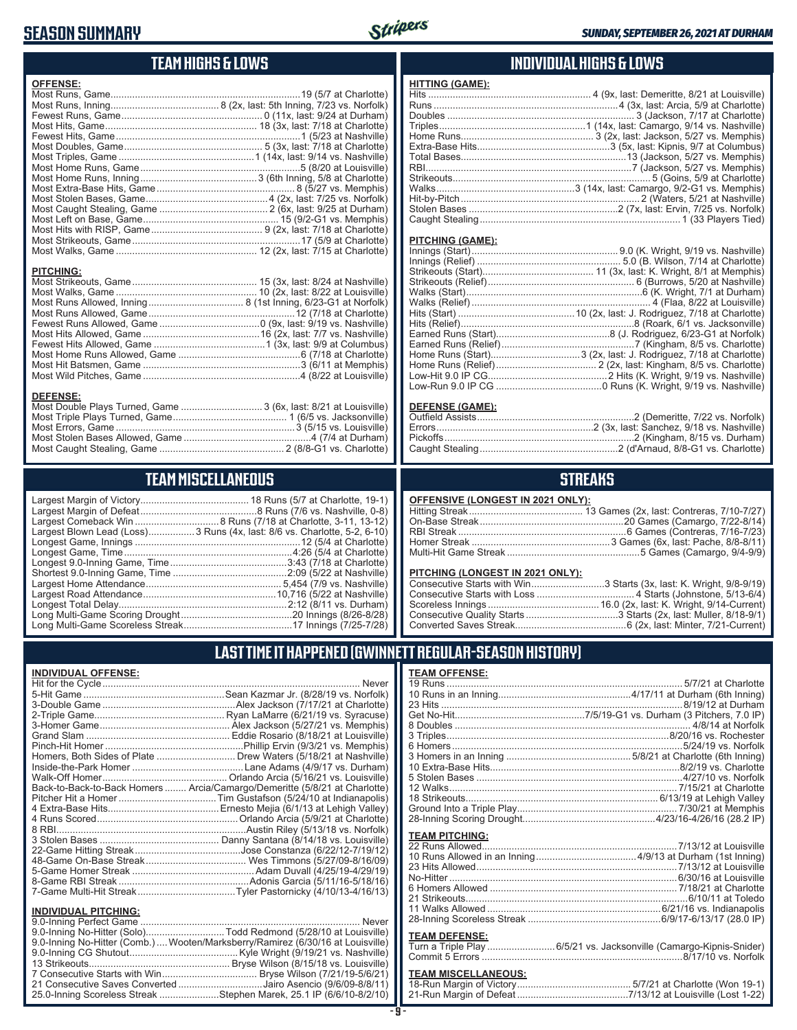# SEASON SUMMARY

*SUNDAY, SEPTEMBER 26, 2021 AT DURHAM*

## TEAM HIGHS & LOWS

**OFFENSE:**

| | |
|---|---|
| Most Runs, Game | 19 (5/7 at Charlotte) |
| Most Runs, Inning | 8 (2x, last: 5th Inning, 7/23 vs. Norfolk) |
| Fewest Runs, Game | 0 (11x, last: 9/24 at Durham) |
| Most Hits, Game | 18 (3x, last: 7/18 at Charlotte) |
| Fewest Hits, Game | 1 (5/23 at Nashville) |
| Most Doubles, Game | 5 (3x, last: 7/18 at Charlotte) |
| Most Triples, Game | 1 (14x, last: 9/14 vs. Nashville) |
| Most Home Runs, Game | 5 (8/20 at Louisville) |
| Most Home Runs, Inning | 3 (6th Inning, 5/8 at Charlotte) |
| Most Extra-Base Hits, Game | 8 (5/27 vs. Memphis) |
| Most Stolen Bases, Game | 4 (2x, last: 7/25 vs. Norfolk) |
| Most Caught Stealing, Game | 2 (6x, last: 9/25 at Durham) |
| Most Left on Base, Game | 15 (9/2-G1 vs. Memphis) |
| Most Hits with RISP, Game | 9 (2x, last: 7/18 at Charlotte) |
| Most Strikeouts, Game | 17 (5/9 at Charlotte) |
| Most Walks, Game | 12 (2x, last: 7/15 at Charlotte) |

**PITCHING:**

| | |
|---|---|
| Most Strikeouts, Game | 15 (3x, last: 8/24 at Nashville) |
| Most Walks, Game | 10 (2x, last: 8/22 at Louisville) |
| Most Runs Allowed, Inning | 8 (1st Inning, 6/23-G1 at Norfolk) |
| Most Runs Allowed, Game | 12 (7/18 at Charlotte) |
| Fewest Runs Allowed, Game | 0 (9x, last: 9/19 vs. Nashville) |
| Most Hits Allowed, Game | 16 (2x, last: 7/7 vs. Nashville) |
| Fewest Hits Allowed, Game | 1 (3x, last: 9/9 at Columbus) |
| Most Home Runs Allowed, Game | 6 (7/18 at Charlotte) |
| Most Hit Batsmen, Game | 3 (6/11 at Memphis) |
| Most Wild Pitches, Game | 4 (8/22 at Louisville) |

**DEFENSE:**

| | |
|---|---|
| Most Double Plays Turned, Game | 3 (6x, last: 8/21 at Louisville) |
| Most Triple Plays Turned, Game | 1 (6/5 vs. Jacksonville) |
| Most Errors, Game | 3 (5/15 vs. Louisville) |
| Most Stolen Bases Allowed, Game | 4 (7/4 at Durham) |
| Most Caught Stealing, Game | 2 (8/8-G1 vs. Charlotte) |

## INDIVIDUAL HIGHS & LOWS

**HITTING (GAME):**

| | |
|---|---|
| Hits | 4 (9x, last: Demeritte, 8/21 at Louisville) |
| Runs | 4 (3x, last: Arcia, 5/9 at Charlotte) |
| Doubles | 3 (Jackson, 7/17 at Charlotte) |
| Triples | 1 (14x, last: Camargo, 9/14 vs. Nashville) |
| Home Runs | 3 (2x, last: Jackson, 5/27 vs. Memphis) |
| Extra-Base Hits | 3 (5x, last: Kipnis, 9/7 at Columbus) |
| Total Bases | 13 (Jackson, 5/27 vs. Memphis) |
| RBI | 7 (Jackson, 5/27 vs. Memphis) |
| Strikeouts | 5 (Goins, 5/9 at Charlotte) |
| Walks | 3 (14x, last: Camargo, 9/2-G1 vs. Memphis) |
| Hit-by-Pitch | 2 (Waters, 5/21 at Nashville) |
| Stolen Bases | 2 (7x, last: Ervin, 7/25 vs. Norfolk) |
| Caught Stealing | 1 (33 Players Tied) |

**PITCHING (GAME):**

| | |
|---|---|
| Innings (Start) | 9.0 (K. Wright, 9/19 vs. Nashville) |
| Innings (Relief) | 5.0 (B. Wilson, 7/14 at Charlotte) |
| Strikeouts (Start) | 11 (3x, last: K. Wright, 8/1 at Memphis) |
| Strikeouts (Relief) | 6 (Burrows, 5/20 at Nashville) |
| Walks (Start) | 6 (K. Wright, 7/1 at Durham) |
| Walks (Relief) | 4 (Flaa, 8/22 at Louisville) |
| Hits (Start) | 10 (2x, last: J. Rodriguez, 7/18 at Charlotte) |
| Hits (Relief) | 8 (Roark, 6/1 vs. Jacksonville) |
| Earned Runs (Start) | 8 (J. Rodriguez, 6/23-G1 at Norfolk) |
| Earned Runs (Relief) | 7 (Kingham, 8/5 vs. Charlotte) |
| Home Runs (Start) | 3 (2x, last: J. Rodriguez, 7/18 at Charlotte) |
| Home Runs (Relief) | 2 (2x, last: Kingham, 8/5 vs. Charlotte) |
| Low-Hit 9.0 IP CG | 2 Hits (K. Wright, 9/19 vs. Nashville) |
| Low-Run 9.0 IP CG | 0 Runs (K. Wright, 9/19 vs. Nashville) |

**DEFENSE (GAME):**

| | |
|---|---|
| Outfield Assists | 2 (Demeritte, 7/22 vs. Norfolk) |
| Errors | 2 (3x, last: Sanchez, 9/18 vs. Nashville) |
| Pickoffs | 2 (Kingham, 8/15 vs. Durham) |
| Caught Stealing | 2 (d'Arnaud, 8/8-G1 vs. Charlotte) |

## TEAM MISCELLANEOUS

| | |
|---|---|
| Largest Margin of Victory | 18 Runs (5/7 at Charlotte, 19-1) |
| Largest Margin of Defeat | 8 Runs (7/6 vs. Nashville, 0-8) |
| Largest Comeback Win | 8 Runs (7/18 at Charlotte, 3-11, 13-12) |
| Largest Blown Lead (Loss) | 3 Runs (4x, last: 8/6 vs. Charlotte, 5-2, 6-10) |
| Longest Game, Innings | 12 (5/4 at Charlotte) |
| Longest Game, Time | 4:26 (5/4 at Charlotte) |
| Longest 9.0-Inning Game, Time | 3:43 (7/18 at Charlotte) |
| Shortest 9.0-Inning Game, Time | 2:09 (5/22 at Nashville) |
| Largest Home Attendance | 5,454 (7/9 vs. Nashville) |
| Largest Road Attendance | 10,716 (5/22 at Nashville) |
| Longest Total Delay | 2:12 (8/11 vs. Durham) |
| Long Multi-Game Scoring Drought | 20 Innings (8/26-8/28) |
| Long Multi-Game Scoreless Streak | 17 Innings (7/25-7/28) |

## STREAKS

**OFFENSIVE (LONGEST IN 2021 ONLY):**

| | |
|---|---|
| Hitting Streak | 13 Games (2x, last: Contreras, 7/10-7/27) |
| On-Base Streak | 20 Games (Camargo, 7/22-8/14) |
| RBI Streak | 6 Games (Contreras, 7/16-7/23) |
| Homer Streak | 3 Games (6x, last: Pache, 8/8-8/11) |
| Multi-Hit Game Streak | 5 Games (Camargo, 9/4-9/9) |

**PITCHING (LONGEST IN 2021 ONLY):**

| | |
|---|---|
| Consecutive Starts with Win | 3 Starts (3x, last: K. Wright, 9/8-9/19) |
| Consecutive Starts with Loss | 4 Starts (Johnstone, 5/13-6/4) |
| Scoreless Innings | 16.0 (2x, last: K. Wright, 9/14-Current) |
| Consecutive Quality Starts | 3 Starts (2x, last: Muller, 8/18-9/1) |
| Converted Saves Streak | 6 (2x, last: Minter, 7/21-Current) |

## LAST TIME IT HAPPENED (GWINNETT REGULAR-SEASON HISTORY)

**INDIVIDUAL OFFENSE:**

| | |
|---|---|
| Hit for the Cycle | Never |
| 5-Hit Game | Sean Kazmar Jr. (8/28/19 vs. Norfolk) |
| 3-Double Game | Alex Jackson (7/17/21 at Charlotte) |
| 2-Triple Game | Ryan LaMarre (6/21/19 vs. Syracuse) |
| 3-Homer Game | Alex Jackson (5/27/21 vs. Memphis) |
| Grand Slam | Eddie Rosario (8/18/21 at Louisville) |
| Pinch-Hit Homer | Phillip Ervin (9/3/21 vs. Memphis) |
| Homers, Both Sides of Plate | Drew Waters (5/18/21 at Nashville) |
| Inside-the-Park Homer | Lane Adams (4/9/17 vs. Durham) |
| Walk-Off Homer | Orlando Arcia (5/16/21 vs. Louisville) |
| Back-to-Back-to-Back Homers | Arcia/Camargo/Demeritte (5/8/21 at Charlotte) |
| Pitcher Hit a Homer | Tim Gustafson (5/24/10 at Indianapolis) |
| 4 Extra-Base Hits | Ernesto Mejia (6/1/13 at Lehigh Valley) |
| 4 Runs Scored | Orlando Arcia (5/9/21 at Charlotte) |
| 8 RBI | Austin Riley (5/13/18 vs. Norfolk) |
| 3 Stolen Bases | Danny Santana (8/14/18 vs. Louisville) |
| 22-Game Hitting Streak | Jose Constanza (6/22/12-7/19/12) |
| 48-Game On-Base Streak | Wes Timmons (5/27/09-8/16/09) |
| 5-Game Homer Streak | Adam Duvall (4/25/19-4/29/19) |
| 8-Game RBI Streak | Adonis Garcia (5/11/16-5/18/16) |
| 7-Game Multi-Hit Streak | Tyler Pastornicky (4/10/13-4/16/13) |

**INDIVIDUAL PITCHING:**

| | |
|---|---|
| 9.0-Inning Perfect Game | Never |
| 9.0-Inning No-Hitter (Solo) | Todd Redmond (5/28/10 at Louisville) |
| 9.0-Inning No-Hitter (Comb.) | Wooten/Marksberry/Ramirez (6/30/16 at Louisville) |
| 9.0-Inning CG Shutout | Kyle Wright (9/19/21 vs. Nashville) |
| 13 Strikeouts | Bryse Wilson (8/15/18 vs. Louisville) |
| 7 Consecutive Starts with Win | Bryse Wilson (7/21/19-5/6/21) |
| 21 Consecutive Saves Converted | Jairo Asencio (9/6/09-8/8/11) |
| 25.0-Inning Scoreless Streak | Stephen Marek, 25.1 IP (6/6/10-8/2/10) |

**TEAM OFFENSE:**

| | |
|---|---|
| 19 Runs | 5/7/21 at Charlotte |
| 10 Runs in an Inning | 4/17/11 at Durham (6th Inning) |
| 23 Hits | 8/19/12 at Durham |
| Get No-Hit | 7/5/19-G1 vs. Durham (3 Pitchers, 7.0 IP) |
| 8 Doubles | 4/8/14 at Norfolk |
| 3 Triples | 8/20/16 vs. Rochester |
| 6 Homers | 5/24/19 vs. Norfolk |
| 3 Homers in an Inning | 5/8/21 at Charlotte (6th Inning) |
| 10 Extra-Base Hits | 8/2/19 vs. Charlotte |
| 5 Stolen Bases | 4/27/10 vs. Norfolk |
| 12 Walks | 7/15/21 at Charlotte |
| 18 Strikeouts | 6/13/19 at Lehigh Valley |
| Ground Into a Triple Play | 7/30/21 at Memphis |
| 28-Inning Scoring Drought | 4/23/16-4/26/16 (28.2 IP) |

**TEAM PITCHING:**

| | |
|---|---|
| 22 Runs Allowed | 7/13/12 at Louisville |
| 10 Runs Allowed in an Inning | 4/9/13 at Durham (1st Inning) |
| 23 Hits Allowed | 7/13/12 at Louisville |
| No-Hitter | 6/30/16 at Louisville |
| 6 Homers Allowed | 7/18/21 at Charlotte |
| 21 Strikeouts | 6/10/11 at Toledo |
| 11 Walks Allowed | 6/21/16 vs. Indianapolis |
| 28-Inning Scoreless Streak | 6/9/17-6/13/17 (28.0 IP) |

**TEAM DEFENSE:**

| | |
|---|---|
| Turn a Triple Play | 6/5/21 vs. Jacksonville (Camargo-Kipnis-Snider) |
| Commit 5 Errors | 8/17/10 vs. Norfolk |

**TEAM MISCELLANEOUS:**

| | |
|---|---|
| 18-Run Margin of Victory | 5/7/21 at Charlotte (Won 19-1) |
| 21-Run Margin of Defeat | 7/13/12 at Louisville (Lost 1-22) |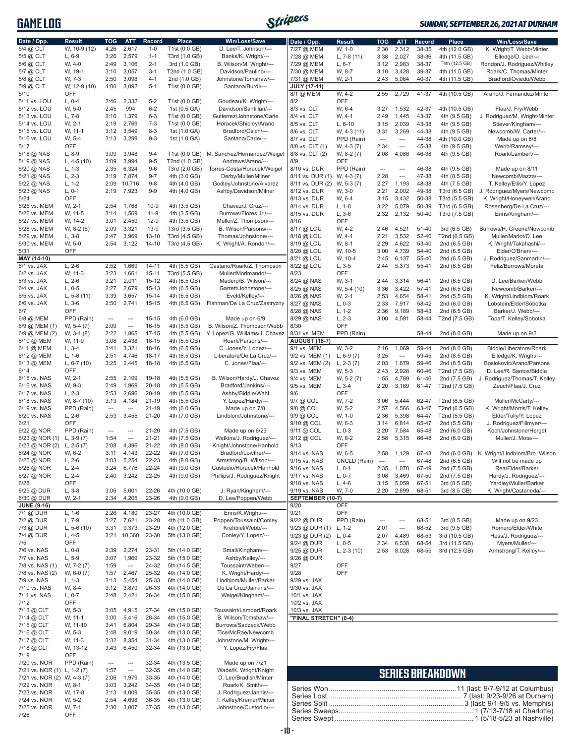## GAME LOG

| Date / Opp. | Result | TOG | ATT | Record | Place | Win/Loss/Save |
|---|---|---|---|---|---|---|
| 5/4 @ CLT | W, 10-9 (12) | 4:26 | 2,617 | 1-0 | T1st (0.0 GB) | D. Lee/T. Johnson/--- |
| 5/5 @ CLT | L, 6-9 | 3:26 | 2,579 | 1-1 | T3rd (1.0 GB) | Banks/K. Wright/--- |
| 5/6 @ CLT | W, 4-0 | 2:49 | 3,106 | 2-1 | 3rd (1.0 GB) | B. Wilson/M. Wright/--- |
| 5/7 @ CLT | W, 19-1 | 3:10 | 3,057 | 3-1 | T2nd (1.0 GB) | Davidson/Paulino/--- |
| 5/8 @ CLT | W, 7-3 | 2:50 | 3,098 | 4-1 | 2nd (1.0 GB) | Johnstone/Tomshaw/--- |
| 5/9 @ CLT | W, 12-9 (10) | 4:00 | 3,092 | 5-1 | T1st (0.0 GB) | Santana/Burdi/--- |
| 5/10 | OFF | | | | | |
| 5/11 vs. LOU | L, 0-4 | 2:46 | 2,332 | 5-2 | T1st (0.0 GB) | Goudeau/K. Wright/--- |
| 5/12 vs. LOU | W, 5-0 | 2:45 | 994 | 6-2 | 1st (0.5 GA) | Davidson/Santillan/--- |
| 5/13 vs. LOU | L, 7-8 | 3:16 | 1,379 | 6-3 | T1st (0.0 GB) | Gutierrez/Johnstone/Carle |
| 5/14 vs. LOU | W, 2-1 | 2:19 | 2,769 | 7-3 | T1st (0.0 GB) | Horacek/Shipley/Arano |
| 5/15 vs. LOU | W, 11-1 | 3:12 | 3,549 | 8-3 | 1st (1.0 GA) | Bradford/Osich/--- |
| 5/16 vs. LOU | W, 5-4 | 3:13 | 3,299 | 9-3 | 1st (1.0 GA) | Santana/Carle/--- |
| 5/17 | OFF | | | | | |
| 5/18 @ NAS | L, 8-9 | 3:09 | 3,948 | 9-4 | T1st (0.0 GB) | M. Sanchez/Hernandez/Weigel |
| 5/19 @ NAS | L, 4-5 (10) | 3:09 | 3,994 | 9-5 | T2nd (1.0 GB) | Andrews/Arano/--- |
| 5/20 @ NAS | L, 1-3 | 2:35 | 6,324 | 9-6 | T3rd (2.0 GB) | Torres-Costa/Horacek/Weigel |
| 5/21 @ NAS | L, 2-3 | 3:19 | 7,874 | 9-7 | 4th (3.0 GB) | Derby/Muller/Milner |
| 5/22 @ NAS | L, 1-2 | 2:09 | 10,716 | 9-8 | 4th (4.0 GB) | Godley/Johnstone/Alvarez |
| 5/23 @ NAS | L, 0-1 | 2:19 | 7,923 | 9-9 | 4th (4.0 GB) | Ashby/Davidson/Milner |
| 5/24 | OFF | | | | | |
| 5/25 vs. MEM | W, 2-1 | 2:54 | 1,768 | 10-9 | 4th (3.5 GB) | Chavez/J. Cruz/--- |
| 5/26 vs. MEM | W, 11-5 | 3:14 | 1,569 | 11-9 | 4th (3.5 GB) | Burrows/Flores Jr./--- |
| 5/27 vs. MEM | W, 14-2 | 3:01 | 2,459 | 12-9 | 4th (3.5 GB) | Muller/Z. Thompson/--- |
| 5/28 vs. MEM | W, 8-2 (6) | 2:09 | 3,321 | 13-9 | T3rd (3.5 GB) | B. Wilson/Parsons/--- |
| 5/29 vs. MEM | L, 3-8 | 2:47 | 3,969 | 13-10 | T3rd (4.5 GB) | Thomas/Johnstone/--- |
| 5/30 vs. MEM | W, 5-0 | 2:54 | 3,122 | 14-10 | T3rd (4.5 GB) | K. Wright/A. Rondon/--- |
| 5/31 | OFF | | | | | |
| **MAY (14-10)** | | | | | | |
| 6/1 vs. JAX | L, 2-6 | 2:52 | 1,669 | 14-11 | 4th (5.5 GB) | Castano/Roark/Z. Thompson |
| 6/2 vs. JAX | W, 11-3 | 3:23 | 1,661 | 15-11 | T3rd (5.5 GB) | Muller/Morimando/--- |
| 6/3 vs. JAX | L, 2-6 | 3:21 | 2,011 | 15-12 | 4th (6.5 GB) | Madero/B. Wilson/--- |
| 6/4 vs. JAX | L, 0-5 | 2:27 | 2,679 | 15-13 | 4th (6.5 GB) | Garrett/Johnstone/--- |
| 6/5 vs. JAX | L, 5-8 (11) | 3:39 | 3,657 | 15-14 | 4th (6.5 GB) | Eveld/Kelley/--- |
| 6/6 vs. JAX | L, 3-6 | 2:50 | 2,741 | 15-15 | 4th (6.5 GB) | Fishman/De La Cruz/Zastryzny |
| 6/7 | OFF | | | | | |
| 6/8 @.MEM | PPD (Rain) | --- | --- | 15-15 | 4th (6.0 GB) | Made up on 6/9 |
| 6/9 @ MEM (1) | W, 5-4 (7) | 2:09 | --- | 16-15 | 4th (5.5 GB) | B. Wilson/Z. Thompson/Webb |
| 6/9 @ MEM (2) | W, 3-1 (8) | 2:22 | 1,865 | 17-15 | 4th (5.5 GB) | Y. Lopez/G. Williams/J. Chavez |
| 6/10 @ MEM | W, 11-0 | 3:08 | 2,438 | 18-15 | 4th (5.5 GB) | Roark/Parsons/--- |
| 6/11 @ MEM | L, 3-4 | 3:41 | 3,321 | 18-16 | 4th (6.5 GB) | C. Jones/Y. Lopez/--- |
| 6/12 @ MEM | L, 1-6 | 2:51 | 4,746 | 18-17 | 4th (6.5 GB) | Liberatore/De La Cruz/--- |
| 6/13 @ MEM | L, 6-7 (10) | 3:25 | 2,445 | 18-18 | 4th (6.5 GB) | C. Jones/Flaa/--- |
| 6/14 | OFF | | | | | |
| 6/15 vs. NAS | W, 2-1 | 2:55 | 2,109 | 19-18 | 4th (5.5 GB) | B. Wilson/Hardy/J. Chavez |
| 6/16 vs. NAS | W, 9-3 | 2:49 | 1,969 | 20-18 | 4th (5.5 GB) | Bradford/Jankins/--- |
| 6/17 vs. NAS | L, 2-3 | 2:53 | 2,696 | 20-19 | 4th (5.5 GB) | Ashby/Biddle/Wahl |
| 6/18 vs. NAS | W, 8-7 (10) | 3:13 | 4,184 | 21-19 | 4th (5.5 GB) | Y. Lopez/Hardy/--- |
| 6/19 vs. NAS | PPD (Rain) | --- | --- | 21-19 | 4th (6.0 GB) | Made up on 7/8 |
| 6/20 vs. NAS | L, 2-6 | 2:53 | 3,455 | 21-20 | 4th (7.0 GB) | Lindblom/Johnstone/--- |
| 6/21 | OFF | | | | | |
| 6/22 @ NOR | PPD (Rain) | --- | --- | 21-20 | 4th (7.5 GB) | Made up on 6/23 |
| 6/23 @ NOR (1) | L, 3-9 (7) | 1:54 | --- | 21-21 | 4th (7.5 GB) | Watkins/J. Rodriguez/--- |
| 6/23 @ NOR (2) | L, 2-5 (7) | 2:08 | 4,396 | 21-22 | 4th (8.0 GB) | Knight/Johnstone/Hanhold |
| 6/24 @ NOR | W, 6-2 | 3:11 | 4,143 | 22-22 | 4th (7.0 GB) | Bradford/Lowther/--- |
| 6/25 @ NOR | L, 2-6 | 3:03 | 5,254 | 22-23 | 4th (8.0 GB) | Armstrong/B. Wilson/--- |
| 6/26 @ NOR | L, 2-4 | 3:24 | 6,776 | 22-24 | 4th (9.0 GB) | Custodio/Horacek/Hanhold |
| 6/27 @ NOR | L, 2-4 | 2:40 | 3,242 | 22-25 | 4th (9.0 GB) | Phillips/J. Rodriguez/Knight |
| 6/28 | OFF | | | | | |
| 6/29 @ DUR | L, 3-8 | 3:06 | 5,001 | 22-26 | 4th (10.0 GB) | J. Ryan/Kingham/--- |
| 6/30 @ DUR | W, 2-1 | 2:34 | 4,205 | 23-26 | 4th (9.0 GB) | D. Lee/Poppen/Webb |
| **JUNE (9-16)** | | | | | | |
| 7/1 @ DUR | L, 1-6 | 2:26 | 4,180 | 23-27 | 4th (10.0 GB) | Enns/K.Wright/--- |
| 7/2 @ DUR | L, 7-9 | 3:27 | 7,621 | 23-28 | 4th (11.0 GB) | Poppen/Toussaint/Conley |
| 7/3 @ DUR | L, 5-6 (10) | 3:31 | 9,373 | 23-29 | 4th (12.0 GB) | Krehbiel/Webb/--- |
| 7/4 @ DUR | L, 4-5 | 3:21 | 10,360 | 23-30 | 5th (13.0 GB) | Conley/Y. Lopez/--- |
| 7/5 | OFF | | | | | |
| 7/6 vs. NAS | L, 0-8 | 2:39 | 2,274 | 23-31 | 5th (14.0 GB) | Small/Kingham/--- |
| 7/7 vs. NAS | L, 5-9 | 3:07 | 1,969 | 23-32 | 5th (15.0 GB) | Ashby/Kelley/--- |
| 7/8 vs. NAS (1) | W, 7-2 (7) | 1:59 | --- | 24-32 | 5th (14.5 GB) | Toussaint/Weber/--- |
| 7/8 vs. NAS (2) | W, 6-0 (7) | 1:57 | 2,467 | 25-32 | 4th (14.0 GB) | K. Wright/Hardy/--- |
| 7/9 vs. NAS | L, 1-3 | 3:13 | 5,454 | 25-33 | 6th (14.0 GB) | Lindblom/Muller/Barker |
| 7/10 vs. NAS | W, 8-4 | 3:12 | 3,879 | 26-33 | 4th (14.0 GB) | De La Cruz/Jankins/--- |
| 7/11 vs. NAS | L, 0-7 | 2:48 | 2,421 | 26-34 | 4th (15.0 GB) | Weigel/Kingham/--- |
| 7/12 | OFF | | | | | |
| 7/13 @ CLT | W, 5-3 | 3:05 | 4,915 | 27-34 | 4th (15.0 GB) | Toussaint/Lambert/Roark |
| 7/14 @ CLT | W, 11-1 | 3:00 | 5,416 | 28-34 | 4th (15.0 GB) | B. Wilson/Tomshaw/--- |
| 7/15 @ CLT | W, 11-10 | 3:41 | 6,804 | 29-34 | 4th (14.0 GB) | Burrows/Sadzeck/Webb |
| 7/16 @ CLT | W, 5-3 | 2:48 | 9,019 | 30-34 | 4th (13.0 GB) | Tice/McRae/Newcomb |
| 7/17 @ CLT | W, 11-3 | 3:32 | 8,354 | 31-34 | 4th (13.0 GB) | Johnstone/M. Wright/--- |
| 7/18 @ CLT | W, 13-12 | 3:43 | 6,450 | 32-34 | 4th (13.0 GB) | Y. Lopez/Fry/Flaa |
| 7/19 | OFF | | | | | |
| 7/20 vs. NOR | PPD (Rain) | --- | --- | 32-34 | 4th (13.5 GB) | Made up on 7/21 |
| 7/21 vs. NOR (1) | L, 1-2 (7) | 1:57 | --- | 32-35 | 4th (14.0 GB) | Wade/K. Wright/Knight |
| 7/21 vs. NOR (2) | W, 4-3 (7) | 2:06 | 1,979 | 33-35 | 4th (14.0 GB) | D. Lee/Bradish/Minter |
| 7/22 vs. NOR | W, 8-1 | 3:03 | 3,242 | 34-35 | 4th (14.0 GB) | Roark/K. Smith/--- |
| 7/23 vs. NOR | W, 17-8 | 3:13 | 4,009 | 35-35 | 4th (13.0 GB) | J. Rodriguez/Jannis/--- |
| 7/24 vs. NOR | W, 5-2 | 2:54 | 4,698 | 36-35 | 4th (13.0 GB) | T. Kelley/Kremer/Minter |
| 7/25 vs. NOR | W, 7-1 | 2:30 | 3,007 | 37-35 | 4th (13.0 GB) | Johnstone/Custodio/--- |
| 7/26 | OFF | | | | | |
| 7/27 @ MEM | W, 1-0 | 2:30 | 2,312 | 38-35 | 4th (12.0 GB) | K. Wright/T. Webb/Minter |
| 7/28 @ MEM | L, 7-8 (11) | 3:38 | 2,027 | 38-36 | 4th (11.5 GB) | Elledge/D. Lee/--- |
| 7/29 @ MEM | L, 6-7 | 3:12 | 2,983 | 38-37 | T4th (12.5 GB) | Rondon/J. Rodriguez/Whitley |
| 7/30 @ MEM | W, 8-7 | 3:10 | 3,428 | 39-37 | 4th (11.5 GB) | Roark/C. Thomas/Minter |
| 7/31 @ MEM | W, 2-1 | 2:43 | 5,064 | 40-37 | 4th (11.5 GB) | Bradford/Oviedo/Webb |
| **JULY (17-11)** | | | | | | |
| 8/1 @ MEM | W, 4-2 | 2:55 | 2,729 | 41-37 | 4th (10.5 GB) | Arano/J. Fernandez/Minter |
| 8/2 | OFF | | | | | |
| 8/3 vs. CLT | W, 6-4 | 3:27 | 1,532 | 42-37 | 4th (10.5 GB) | Flaa/J. Fry/Webb |
| 8/4 vs. CLT | W, 4-1 | 2:49 | 1,445 | 43-37 | 4th (9.5 GB) | J. Rodriguez/M. Wright/Minter |
| 8/5 vs. CLT | L, 6-10 | 3:15 | 2,039 | 43-38 | 4th (9.5 GB) | Stiever/Kingham/--- |
| 8/6 vs. CLT | W, 4-3 (11) | 3:31 | 3,269 | 44-38 | 4th (9.5 GB) | Newcomb/W. Carter/--- |
| 8/7 vs. CLT | PPD (Rain) | --- | --- | 44-38 | 4th (10.0 GB) | Made up on 8/8 |
| 8/8 vs. CLT (1) | W, 4-3 (7) | 2:34 | --- | 45-38 | 4th (9.5 GB) | Webb/Ramsey/--- |
| 8/8 vs. CLT (2) | W, 8-2 (7) | 2:08 | 4,086 | 46-38 | 4th (9.5 GB) | Roark/Lambert/--- |
| 8/9 | OFF | | | | | |
| 8/10 vs. DUR | PPD (Rain) | --- | --- | 46-38 | 4th (9.5 GB) | Made up on 8/11 |
| 8/11 vs. DUR (1) | W, 4-3 (7) | 2:28 | --- | 47-38 | 4th (8.5 GB) | Newcomb/Mazza/--- |
| 8/11 vs. DUR (2) | W, 5-3 (7) | 2:27 | 1,193 | 48-38 | 4th (7.5 GB) | T. Kelley/Ellis/Y. Lopez |
| 8/12 vs. DUR | W, 3-0 | 2:21 | 2,002 | 49-38 | T3rd (6.5 GB) | J. Rodriguez/Myers/Newcomb |
| 8/13 vs. DUR | W, 6-4 | 3:15 | 3,432 | 50-38 | T3rd (5.5 GB) | K. Wright/Honeywell/Arano |
| 8/14 vs. DUR | L, 1-8 | 3:22 | 5,079 | 50-39 | T3rd (6.5 GB) | Rosenberg/De La Cruz/--- |
| 8/15 vs. DUR | L, 3-6 | 2:32 | 2,132 | 50-40 | T3rd (7.5 GB) | Enns/Kingham/--- |
| 8/16 | OFF | | | | | |
| 8/17 @ LOU | W, 4-2 | 2:46 | 4,521 | 51-40 | 3rd (6.5 GB) | Burrows/H. Greene/Newcomb |
| 8/18 @ LOU | W, 4-1 | 2:21 | 3,532 | 52-40 | T2nd (6.5 GB) | Muller/Mariot/D. Lee |
| 8/19 @ LOU | W, 8-1 | 2:29 | 4,622 | 53-40 | 2nd (6.5 GB) | K. Wright/Takahashi/--- |
| 8/20 @ LOU | W, 10-5 | 3:00 | 4,739 | 54-40 | 2nd (6.5 GB) | Elder/O'Brien/--- |
| 8/21 @ LOU | W, 10-4 | 2:45 | 6,137 | 55-40 | 2nd (6.5 GB) | J. Rodriguez/Sanmartin/--- |
| 8/22 @ LOU | L, 3-5 | 2:44 | 5,373 | 55-41 | 2nd (6.5 GB) | Feliz/Burrows/Moreta |
| 8/23 | OFF | | | | | |
| 8/24 @ NAS | W, 3-1 | 2:44 | 3,314 | 56-41 | 2nd (6.5 GB) | D. Lee/Barker/Webb |
| 8/25 @ NAS | W, 5-4 (10) | 3:36 | 3,422 | 57-41 | 2nd (6.5 GB) | Newcomb/Barker/--- |
| 8/26 @ NAS | W, 2-1 | 2:53 | 4,654 | 58-41 | 2nd (5.5 GB) | K. Wright/Lindblom/Roark |
| 8/27 @ NAS | L, 0-3 | 2:33 | 7,917 | 58-42 | 2nd (6.0 GB) | Lobstein/Elder/Sobotka |
| 8/28 @ NAS | L, 1-2 | 2:36 | 9,189 | 58-43 | 2nd (6.5 GB) | Barker/J. Webb/--- |
| 8/29 @ NAS | L, 2-3 | 3:00 | 4,591 | 58-44 | T2nd (7.5 GB) | Topa/T. Kelley/Sobotka |
| 8/30 | OFF | | | | | |
| 8/31 vs. MEM | PPD (Rain) | | | 58-44 | 2nd (8.0 GB) | Made up on 9/2 |
| **AUGUST (18-7)** | | | | | | |
| 9/1 vs. MEM | W, 3-2 | 2:16 | 1,069 | 59-44 | 2nd (8.0 GB) | Biddle/Liberatore/Roark |
| 9/2 vs. MEM (1) | L, 6-9 (7) | 3:25 | --- | 59-45 | 2nd (8.5 GB) | Elledge/K. Wright/--- |
| 9/2 vs. MEM (2) | L, 2-3 (7) | 2:03 | 1,679 | 59-46 | 2nd (8.5 GB) | Bosiokovic/Arano/Parsons |
| 9/3 vs. MEM | W, 5-3 | 2:43 | 2,928 | 60-46 | T2nd (7.5 GB) | D. Lee/R. Santos/Biddle |
| 9/4 vs. MEM | W, 5-2 (7) | 1:55 | 4,789 | 61-46 | 2nd (7.5 GB) | J. Rodriguez/Thomas/T. Kelley |
| 9/5 vs. MEM | L, 3-4 | 2:20 | 3,169 | 61-47 | T2nd (7.5 GB) | Zeuch/Flaa/J. Cruz |
| 9/6 | OFF | | | | | |
| 9/7 @ COL | W, 7-2 | 3:06 | 5,444 | 62-47 | T2nd (6.5 GB) | Muller/McCarty/--- |
| 9/8 @ COL | W, 5-2 | 2:57 | 4,566 | 63-47 | T2nd (6.5 GB) | K. Wright/Morris/T. Kelley |
| 9/9 @ COL | W, 1-0 | 2:36 | 5,398 | 64-47 | T2nd (5.5 GB) | Elder/Tully/Y. Lopez |
| 9/10 @ COL | W, 6-3 | 3:14 | 6,814 | 65-47 | 2nd (5.5 GB) | J. Rodriguez/Fillmyer/--- |
| 9/11 @ COL | L, 0-3 | 2:20 | 7,584 | 65-48 | 2nd (6.0 GB) | Koch/Johnstone/Herget |
| 9/12 @ COL | W, 8-2 | 2:58 | 5,315 | 66-48 | 2nd (6.0 GB) | Muller/J. Mota/--- |
| 9/13 | OFF | | | | | |
| 9/14 vs. NAS | W, 6-5 | 2:58 | 1,129 | 67-48 | 2nd (6.0 GB) | K. Wright/Lindblom/Bro. Wilson |
| 9/15 vs. NAS | CNCLD (Rain) | --- | --- | 67-48 | 2nd (6.5 GB) | Will not be made up |
| 9/16 vs. NAS | L, 0-1 | 2:35 | 1,078 | 67-49 | 2nd (7.5 GB) | Rea/Elder/Barker |
| 9/17 vs. NAS | L, 0-7 | 3:08 | 3,469 | 67-50 | 2nd (7.5 GB) | Hardy/J. Rodriguez/--- |
| 9/18 vs. NAS | L, 4-6 | 3:15 | 5,059 | 67-51 | 3rd (8.5 GB) | Yardley/Muller/Barker |
| 9/19 vs. NAS | W, 7-0 | 2:20 | 2,899 | 68-51 | 3rd (8.5 GB) | K. Wright/Castaneda/--- |
| **SEPTEMBER (10-7)** | | | | | | |
| 9/20 | OFF | | | | | |
| 9/21 | OFF | | | | | |
| 9/22 @ DUR | PPD (Rain) | --- | --- | 68-51 | 3rd (8.5 GB) | Made up on 9/23 |
| 9/23 @ DUR (1) | L, 1-2 | 2:01 | --- | 68-52 | 3rd (9.5 GB) | Romero/Elder/White |
| 9/23 @ DUR (2) | L, 0-4 | 2:07 | 4,489 | 68-53 | 3rd (10.5 GB) | Hess/J. Rodriguez/--- |
| 9/24 @ DUR | L, 0-5 | 2:34 | 6,538 | 68-54 | 3rd (11.5 GB) | Myers/Muller/--- |
| 9/25 @ DUR | L, 2-3 (10) | 2:53 | 8,028 | 68-55 | 3rd (12.5 GB) | Armstrong/T. Kelley/--- |
| 9/26 @ DUR | | | | | | |
| 9/27 | OFF | | | | | |
| 9/28 | OFF | | | | | |
| 9/29 vs. JAX | | | | | | |
| 9/30 vs. JAX | | | | | | |
| 10/1 vs. JAX | | | | | | |
| 10/2 vs. JAX | | | | | | |
| 10/3 vs. JAX | | | | | | |
| **"FINAL STRETCH" (0-4)** | | | | | | |

## SERIES BREAKDOWN

Series Won................ 11 (last: 9/7-9/12 at Columbus)
Series Lost................ 7 (last: 9/23-9/26 at Durham)
Series Split................ 3 (last: 9/1-9/5 vs. Memphis)
Series Sweeps................ 1 (7/13-7/18 at Charlotte)
Series Swept................ 1 (5/18-5/23 at Nashville)